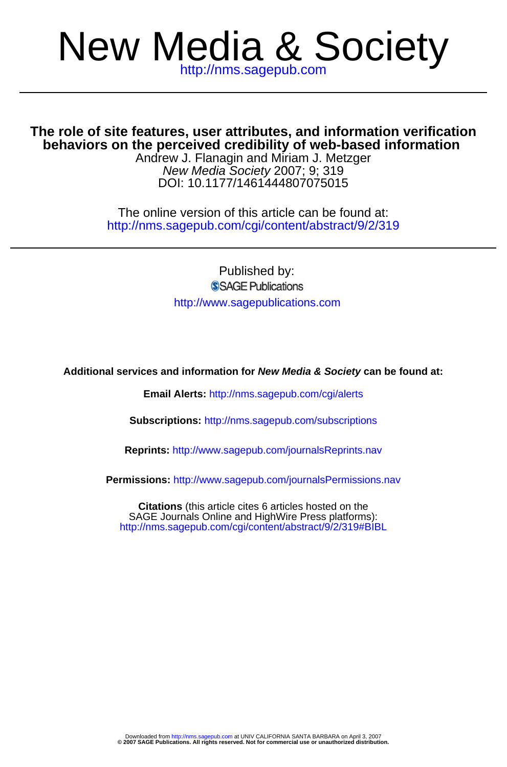# New Media & Society

http://nms.sagepub.com

## The role of site features, user attributes, and information verification behaviors on the perceived credibility of web-based information

Andrew J. Flanagin and Miriam J. Metzger

*New Media Society* 2007; 9; 319

DOI: 10.1177/1461444807075015

The online version of this article can be found at:
http://nms.sagepub.com/cgi/content/abstract/9/2/319

Published by:

SAGE Publications

http://www.sagepublications.com

**Additional services and information for *New Media & Society* can be found at:**

**Email Alerts:** http://nms.sagepub.com/cgi/alerts

**Subscriptions:** http://nms.sagepub.com/subscriptions

**Reprints:** http://www.sagepub.com/journalsReprints.nav

**Permissions:** http://www.sagepub.com/journalsPermissions.nav

**Citations** (this article cites 6 articles hosted on the SAGE Journals Online and HighWire Press platforms):
http://nms.sagepub.com/cgi/content/abstract/9/2/319#BIBL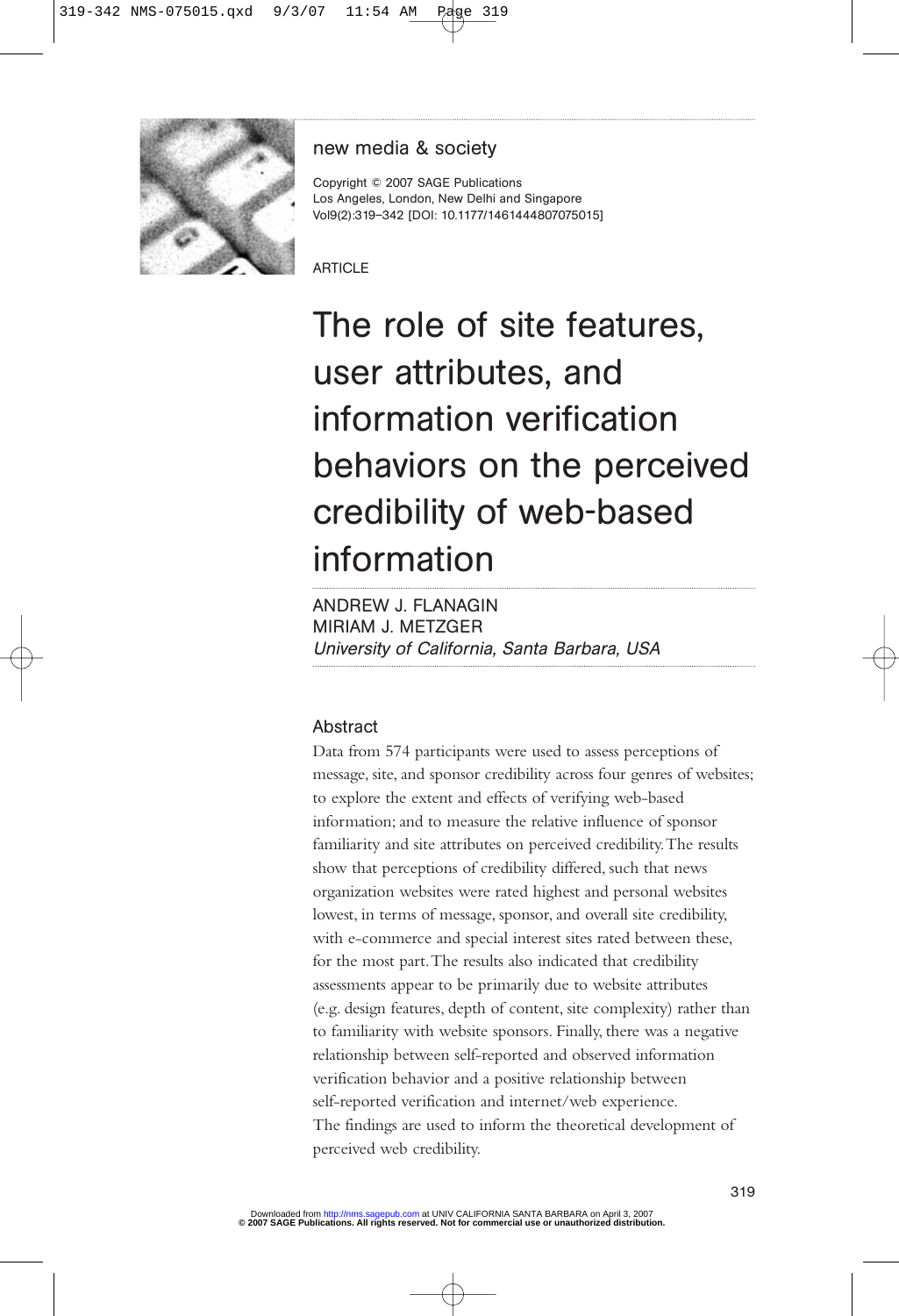new media & society

Copyright © 2007 SAGE Publications
Los Angeles, London, New Delhi and Singapore
Vol9(2):319–342 [DOI: 10.1177/1461444807075015]

ARTICLE

# The role of site features, user attributes, and information verification behaviors on the perceived credibility of web-based information

ANDREW J. FLANAGIN
MIRIAM J. METZGER
*University of California, Santa Barbara, USA*

## Abstract

Data from 574 participants were used to assess perceptions of message, site, and sponsor credibility across four genres of websites; to explore the extent and effects of verifying web-based information; and to measure the relative influence of sponsor familiarity and site attributes on perceived credibility. The results show that perceptions of credibility differed, such that news organization websites were rated highest and personal websites lowest, in terms of message, sponsor, and overall site credibility, with e-commerce and special interest sites rated between these, for the most part. The results also indicated that credibility assessments appear to be primarily due to website attributes (e.g. design features, depth of content, site complexity) rather than to familiarity with website sponsors. Finally, there was a negative relationship between self-reported and observed information verification behavior and a positive relationship between self-reported verification and internet/web experience. The findings are used to inform the theoretical development of perceived web credibility.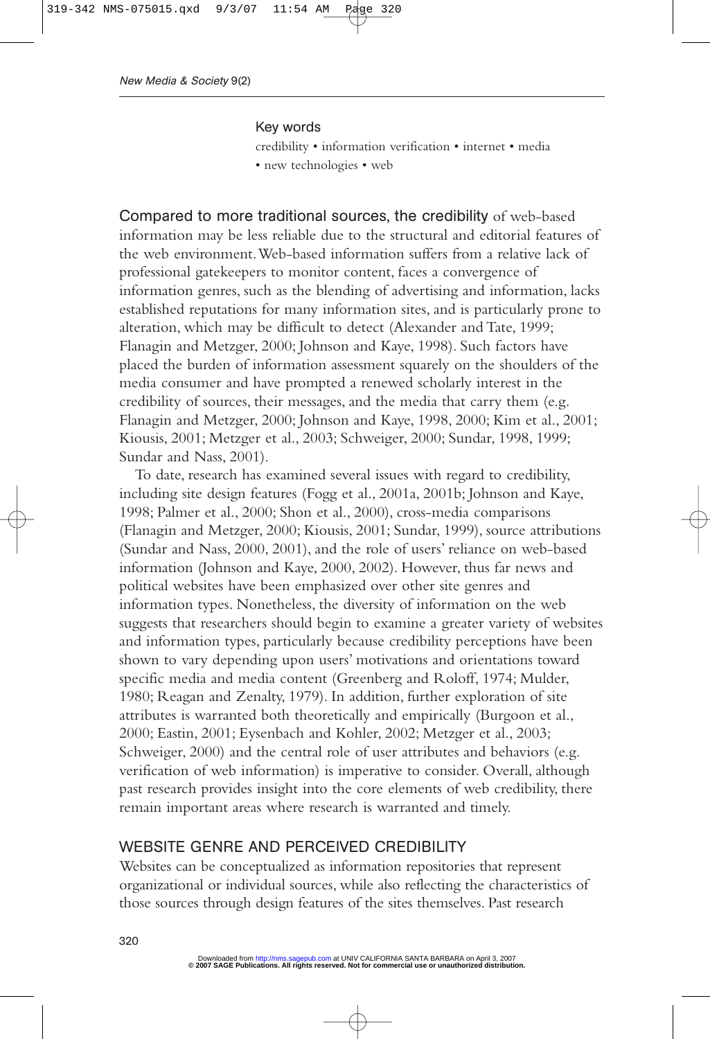Key words

credibility • information verification • internet • media • new technologies • web

Compared to more traditional sources, the credibility of web-based information may be less reliable due to the structural and editorial features of the web environment. Web-based information suffers from a relative lack of professional gatekeepers to monitor content, faces a convergence of information genres, such as the blending of advertising and information, lacks established reputations for many information sites, and is particularly prone to alteration, which may be difficult to detect (Alexander and Tate, 1999; Flanagin and Metzger, 2000; Johnson and Kaye, 1998). Such factors have placed the burden of information assessment squarely on the shoulders of the media consumer and have prompted a renewed scholarly interest in the credibility of sources, their messages, and the media that carry them (e.g. Flanagin and Metzger, 2000; Johnson and Kaye, 1998, 2000; Kim et al., 2001; Kiousis, 2001; Metzger et al., 2003; Schweiger, 2000; Sundar, 1998, 1999; Sundar and Nass, 2001).

To date, research has examined several issues with regard to credibility, including site design features (Fogg et al., 2001a, 2001b; Johnson and Kaye, 1998; Palmer et al., 2000; Shon et al., 2000), cross-media comparisons (Flanagin and Metzger, 2000; Kiousis, 2001; Sundar, 1999), source attributions (Sundar and Nass, 2000, 2001), and the role of users' reliance on web-based information (Johnson and Kaye, 2000, 2002). However, thus far news and political websites have been emphasized over other site genres and information types. Nonetheless, the diversity of information on the web suggests that researchers should begin to examine a greater variety of websites and information types, particularly because credibility perceptions have been shown to vary depending upon users' motivations and orientations toward specific media and media content (Greenberg and Roloff, 1974; Mulder, 1980; Reagan and Zenalty, 1979). In addition, further exploration of site attributes is warranted both theoretically and empirically (Burgoon et al., 2000; Eastin, 2001; Eysenbach and Kohler, 2002; Metzger et al., 2003; Schweiger, 2000) and the central role of user attributes and behaviors (e.g. verification of web information) is imperative to consider. Overall, although past research provides insight into the core elements of web credibility, there remain important areas where research is warranted and timely.

## WEBSITE GENRE AND PERCEIVED CREDIBILITY

Websites can be conceptualized as information repositories that represent organizational or individual sources, while also reflecting the characteristics of those sources through design features of the sites themselves. Past research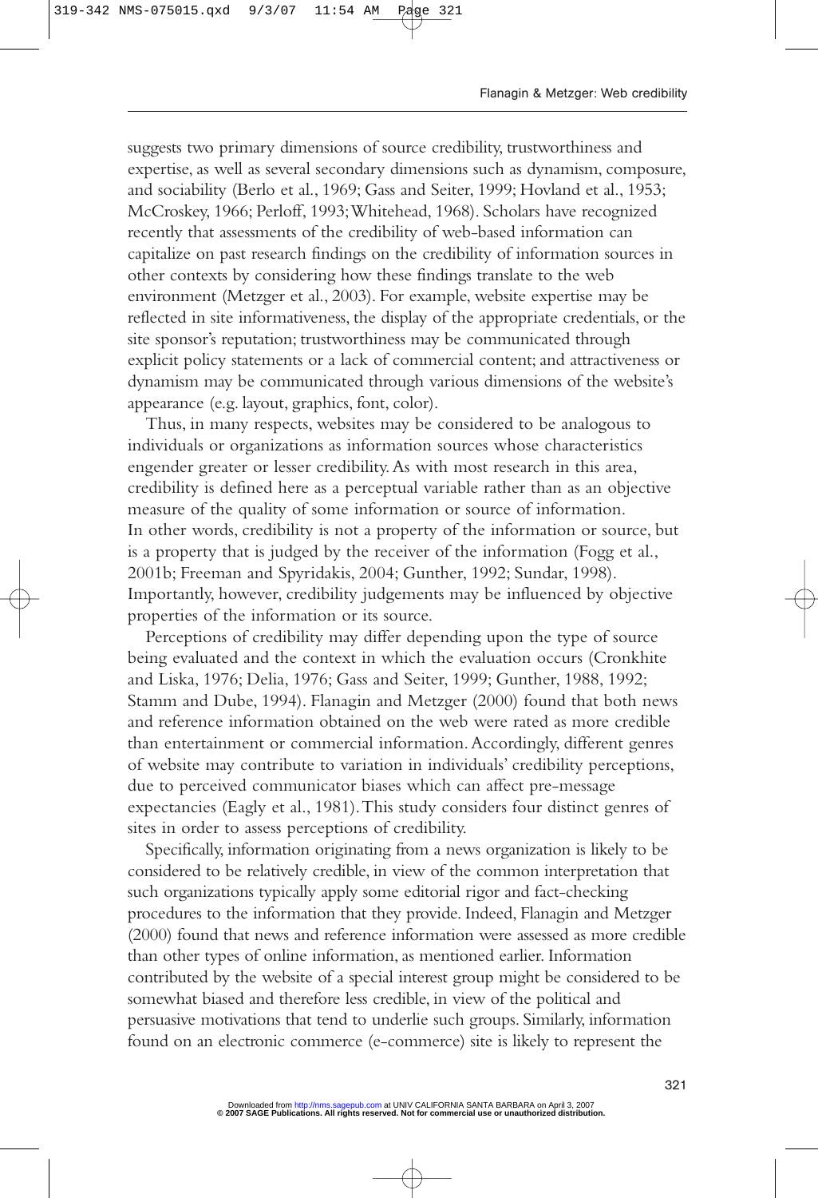suggests two primary dimensions of source credibility, trustworthiness and expertise, as well as several secondary dimensions such as dynamism, composure, and sociability (Berlo et al., 1969; Gass and Seiter, 1999; Hovland et al., 1953; McCroskey, 1966; Perloff, 1993; Whitehead, 1968). Scholars have recognized recently that assessments of the credibility of web-based information can capitalize on past research findings on the credibility of information sources in other contexts by considering how these findings translate to the web environment (Metzger et al., 2003). For example, website expertise may be reflected in site informativeness, the display of the appropriate credentials, or the site sponsor's reputation; trustworthiness may be communicated through explicit policy statements or a lack of commercial content; and attractiveness or dynamism may be communicated through various dimensions of the website's appearance (e.g. layout, graphics, font, color).

Thus, in many respects, websites may be considered to be analogous to individuals or organizations as information sources whose characteristics engender greater or lesser credibility. As with most research in this area, credibility is defined here as a perceptual variable rather than as an objective measure of the quality of some information or source of information. In other words, credibility is not a property of the information or source, but is a property that is judged by the receiver of the information (Fogg et al., 2001b; Freeman and Spyridakis, 2004; Gunther, 1992; Sundar, 1998). Importantly, however, credibility judgements may be influenced by objective properties of the information or its source.

Perceptions of credibility may differ depending upon the type of source being evaluated and the context in which the evaluation occurs (Cronkhite and Liska, 1976; Delia, 1976; Gass and Seiter, 1999; Gunther, 1988, 1992; Stamm and Dube, 1994). Flanagin and Metzger (2000) found that both news and reference information obtained on the web were rated as more credible than entertainment or commercial information. Accordingly, different genres of website may contribute to variation in individuals' credibility perceptions, due to perceived communicator biases which can affect pre-message expectancies (Eagly et al., 1981). This study considers four distinct genres of sites in order to assess perceptions of credibility.

Specifically, information originating from a news organization is likely to be considered to be relatively credible, in view of the common interpretation that such organizations typically apply some editorial rigor and fact-checking procedures to the information that they provide. Indeed, Flanagin and Metzger (2000) found that news and reference information were assessed as more credible than other types of online information, as mentioned earlier. Information contributed by the website of a special interest group might be considered to be somewhat biased and therefore less credible, in view of the political and persuasive motivations that tend to underlie such groups. Similarly, information found on an electronic commerce (e-commerce) site is likely to represent the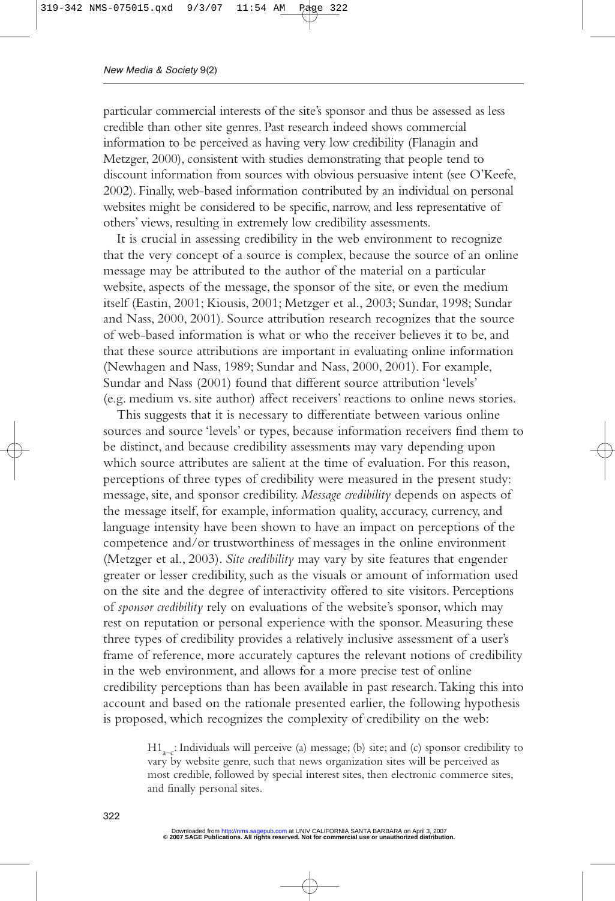particular commercial interests of the site's sponsor and thus be assessed as less credible than other site genres. Past research indeed shows commercial information to be perceived as having very low credibility (Flanagin and Metzger, 2000), consistent with studies demonstrating that people tend to discount information from sources with obvious persuasive intent (see O'Keefe, 2002). Finally, web-based information contributed by an individual on personal websites might be considered to be specific, narrow, and less representative of others' views, resulting in extremely low credibility assessments.

It is crucial in assessing credibility in the web environment to recognize that the very concept of a source is complex, because the source of an online message may be attributed to the author of the material on a particular website, aspects of the message, the sponsor of the site, or even the medium itself (Eastin, 2001; Kiousis, 2001; Metzger et al., 2003; Sundar, 1998; Sundar and Nass, 2000, 2001). Source attribution research recognizes that the source of web-based information is what or who the receiver believes it to be, and that these source attributions are important in evaluating online information (Newhagen and Nass, 1989; Sundar and Nass, 2000, 2001). For example, Sundar and Nass (2001) found that different source attribution 'levels' (e.g. medium vs. site author) affect receivers' reactions to online news stories.

This suggests that it is necessary to differentiate between various online sources and source 'levels' or types, because information receivers find them to be distinct, and because credibility assessments may vary depending upon which source attributes are salient at the time of evaluation. For this reason, perceptions of three types of credibility were measured in the present study: message, site, and sponsor credibility. *Message credibility* depends on aspects of the message itself, for example, information quality, accuracy, currency, and language intensity have been shown to have an impact on perceptions of the competence and/or trustworthiness of messages in the online environment (Metzger et al., 2003). *Site credibility* may vary by site features that engender greater or lesser credibility, such as the visuals or amount of information used on the site and the degree of interactivity offered to site visitors. Perceptions of *sponsor credibility* rely on evaluations of the website's sponsor, which may rest on reputation or personal experience with the sponsor. Measuring these three types of credibility provides a relatively inclusive assessment of a user's frame of reference, more accurately captures the relevant notions of credibility in the web environment, and allows for a more precise test of online credibility perceptions than has been available in past research. Taking this into account and based on the rationale presented earlier, the following hypothesis is proposed, which recognizes the complexity of credibility on the web:

> $H1_{a-c}$: Individuals will perceive (a) message; (b) site; and (c) sponsor credibility to vary by website genre, such that news organization sites will be perceived as most credible, followed by special interest sites, then electronic commerce sites, and finally personal sites.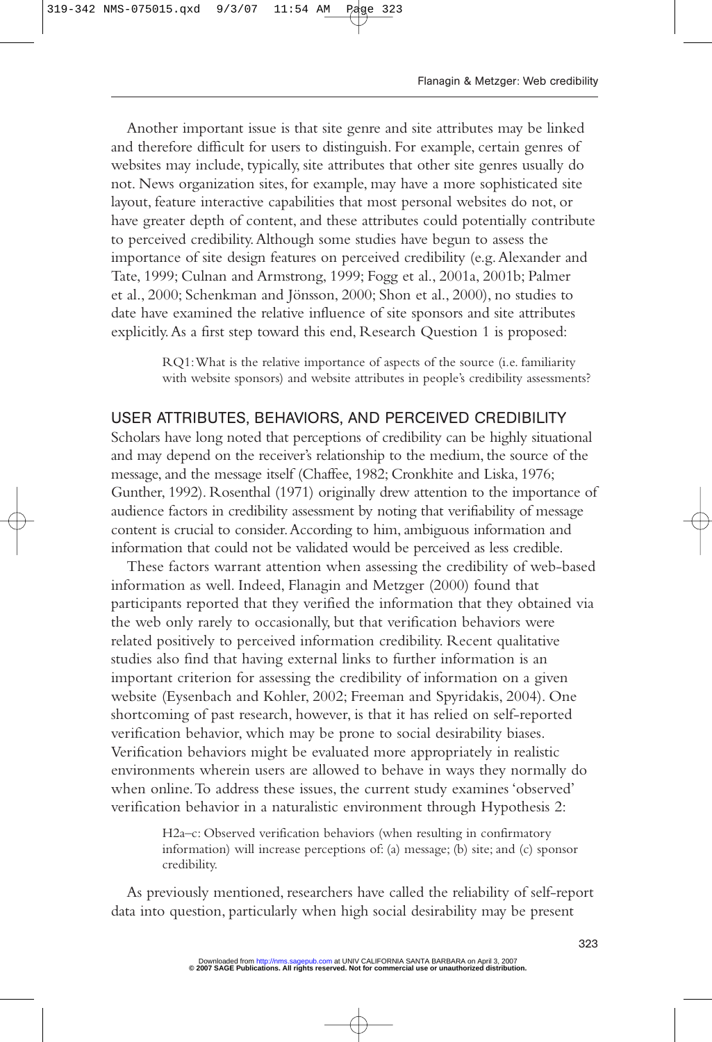Another important issue is that site genre and site attributes may be linked and therefore difficult for users to distinguish. For example, certain genres of websites may include, typically, site attributes that other site genres usually do not. News organization sites, for example, may have a more sophisticated site layout, feature interactive capabilities that most personal websites do not, or have greater depth of content, and these attributes could potentially contribute to perceived credibility. Although some studies have begun to assess the importance of site design features on perceived credibility (e.g. Alexander and Tate, 1999; Culnan and Armstrong, 1999; Fogg et al., 2001a, 2001b; Palmer et al., 2000; Schenkman and Jönsson, 2000; Shon et al., 2000), no studies to date have examined the relative influence of site sponsors and site attributes explicitly. As a first step toward this end, Research Question 1 is proposed:

> RQ1: What is the relative importance of aspects of the source (i.e. familiarity with website sponsors) and website attributes in people's credibility assessments?

## USER ATTRIBUTES, BEHAVIORS, AND PERCEIVED CREDIBILITY

Scholars have long noted that perceptions of credibility can be highly situational and may depend on the receiver's relationship to the medium, the source of the message, and the message itself (Chaffee, 1982; Cronkhite and Liska, 1976; Gunther, 1992). Rosenthal (1971) originally drew attention to the importance of audience factors in credibility assessment by noting that verifiability of message content is crucial to consider. According to him, ambiguous information and information that could not be validated would be perceived as less credible.

These factors warrant attention when assessing the credibility of web-based information as well. Indeed, Flanagin and Metzger (2000) found that participants reported that they verified the information that they obtained via the web only rarely to occasionally, but that verification behaviors were related positively to perceived information credibility. Recent qualitative studies also find that having external links to further information is an important criterion for assessing the credibility of information on a given website (Eysenbach and Kohler, 2002; Freeman and Spyridakis, 2004). One shortcoming of past research, however, is that it has relied on self-reported verification behavior, which may be prone to social desirability biases. Verification behaviors might be evaluated more appropriately in realistic environments wherein users are allowed to behave in ways they normally do when online. To address these issues, the current study examines 'observed' verification behavior in a naturalistic environment through Hypothesis 2:

> H2a–c: Observed verification behaviors (when resulting in confirmatory information) will increase perceptions of: (a) message; (b) site; and (c) sponsor credibility.

As previously mentioned, researchers have called the reliability of self-report data into question, particularly when high social desirability may be present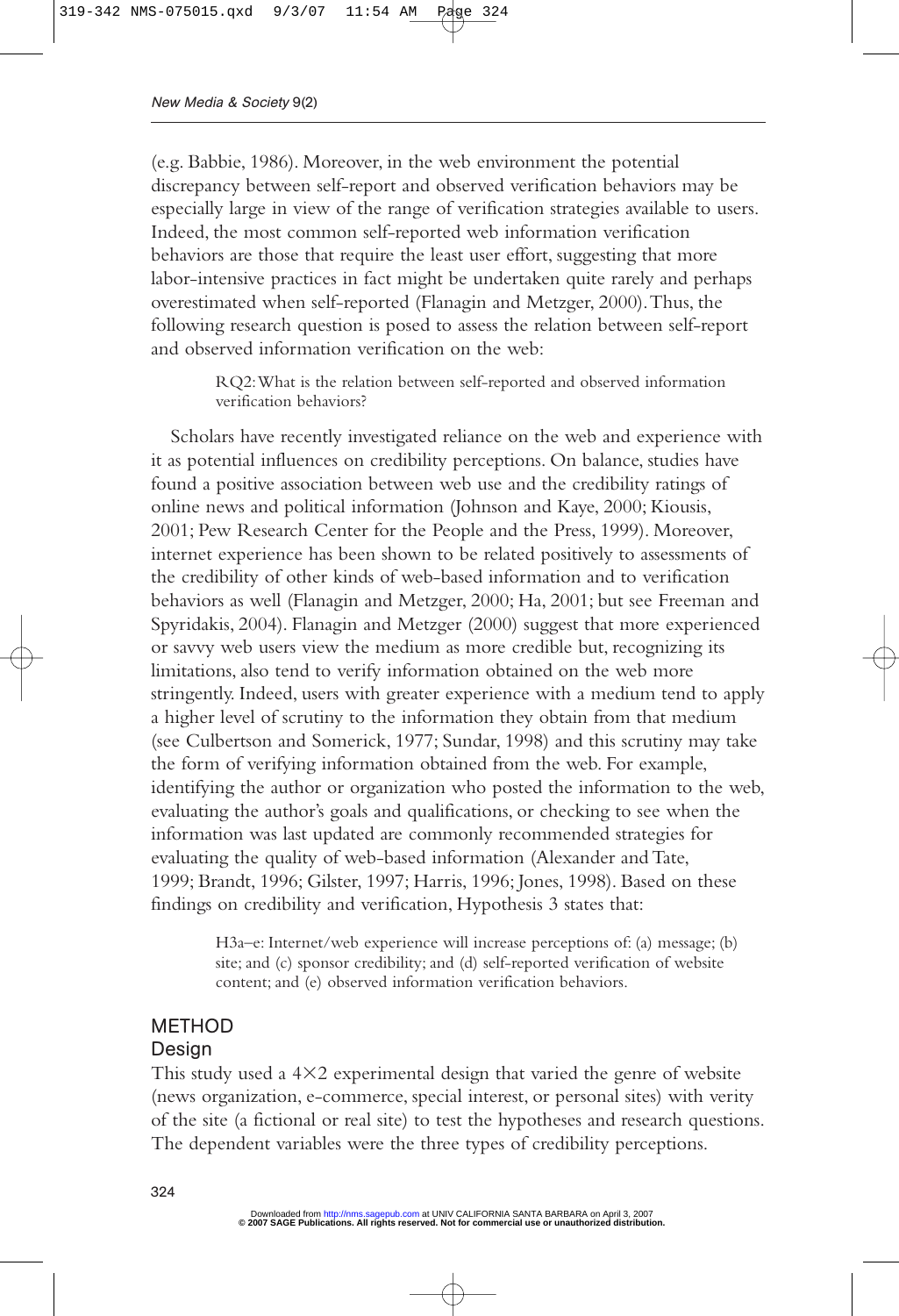(e.g. Babbie, 1986). Moreover, in the web environment the potential discrepancy between self-report and observed verification behaviors may be especially large in view of the range of verification strategies available to users. Indeed, the most common self-reported web information verification behaviors are those that require the least user effort, suggesting that more labor-intensive practices in fact might be undertaken quite rarely and perhaps overestimated when self-reported (Flanagin and Metzger, 2000). Thus, the following research question is posed to assess the relation between self-report and observed information verification on the web:

> RQ2: What is the relation between self-reported and observed information verification behaviors?

Scholars have recently investigated reliance on the web and experience with it as potential influences on credibility perceptions. On balance, studies have found a positive association between web use and the credibility ratings of online news and political information (Johnson and Kaye, 2000; Kiousis, 2001; Pew Research Center for the People and the Press, 1999). Moreover, internet experience has been shown to be related positively to assessments of the credibility of other kinds of web-based information and to verification behaviors as well (Flanagin and Metzger, 2000; Ha, 2001; but see Freeman and Spyridakis, 2004). Flanagin and Metzger (2000) suggest that more experienced or savvy web users view the medium as more credible but, recognizing its limitations, also tend to verify information obtained on the web more stringently. Indeed, users with greater experience with a medium tend to apply a higher level of scrutiny to the information they obtain from that medium (see Culbertson and Somerick, 1977; Sundar, 1998) and this scrutiny may take the form of verifying information obtained from the web. For example, identifying the author or organization who posted the information to the web, evaluating the author's goals and qualifications, or checking to see when the information was last updated are commonly recommended strategies for evaluating the quality of web-based information (Alexander and Tate, 1999; Brandt, 1996; Gilster, 1997; Harris, 1996; Jones, 1998). Based on these findings on credibility and verification, Hypothesis 3 states that:

> H3a–e: Internet/web experience will increase perceptions of: (a) message; (b) site; and (c) sponsor credibility; and (d) self-reported verification of website content; and (e) observed information verification behaviors.

## METHOD

### Design

This study used a 4×2 experimental design that varied the genre of website (news organization, e-commerce, special interest, or personal sites) with verity of the site (a fictional or real site) to test the hypotheses and research questions. The dependent variables were the three types of credibility perceptions.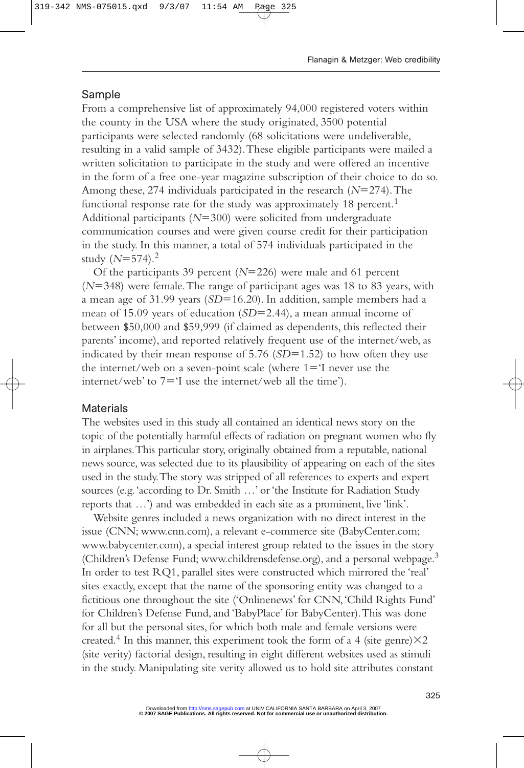## Sample

From a comprehensive list of approximately 94,000 registered voters within the county in the USA where the study originated, 3500 potential participants were selected randomly (68 solicitations were undeliverable, resulting in a valid sample of 3432). These eligible participants were mailed a written solicitation to participate in the study and were offered an incentive in the form of a free one-year magazine subscription of their choice to do so. Among these, 274 individuals participated in the research ($N=274$). The functional response rate for the study was approximately 18 percent.[1] Additional participants ($N=300$) were solicited from undergraduate communication courses and were given course credit for their participation in the study. In this manner, a total of 574 individuals participated in the study ($N=574$).[2]

Of the participants 39 percent ($N=226$) were male and 61 percent ($N=348$) were female. The range of participant ages was 18 to 83 years, with a mean age of 31.99 years ($SD=16.20$). In addition, sample members had a mean of 15.09 years of education ($SD=2.44$), a mean annual income of between $50,000 and $59,999 (if claimed as dependents, this reflected their parents' income), and reported relatively frequent use of the internet/web, as indicated by their mean response of 5.76 ($SD=1.52$) to how often they use the internet/web on a seven-point scale (where 1='I never use the internet/web' to 7='I use the internet/web all the time').

## Materials

The websites used in this study all contained an identical news story on the topic of the potentially harmful effects of radiation on pregnant women who fly in airplanes. This particular story, originally obtained from a reputable, national news source, was selected due to its plausibility of appearing on each of the sites used in the study. The story was stripped of all references to experts and expert sources (e.g. 'according to Dr. Smith …' or 'the Institute for Radiation Study reports that …') and was embedded in each site as a prominent, live 'link'.

Website genres included a news organization with no direct interest in the issue (CNN; www.cnn.com), a relevant e-commerce site (BabyCenter.com; www.babycenter.com), a special interest group related to the issues in the story (Children's Defense Fund; www.childrensdefense.org), and a personal webpage.[3] In order to test RQ1, parallel sites were constructed which mirrored the 'real' sites exactly, except that the name of the sponsoring entity was changed to a fictitious one throughout the site ('Onlinenews' for CNN, 'Child Rights Fund' for Children's Defense Fund, and 'BabyPlace' for BabyCenter). This was done for all but the personal sites, for which both male and female versions were created.[4] In this manner, this experiment took the form of a 4 (site genre)$\times$2 (site verity) factorial design, resulting in eight different websites used as stimuli in the study. Manipulating site verity allowed us to hold site attributes constant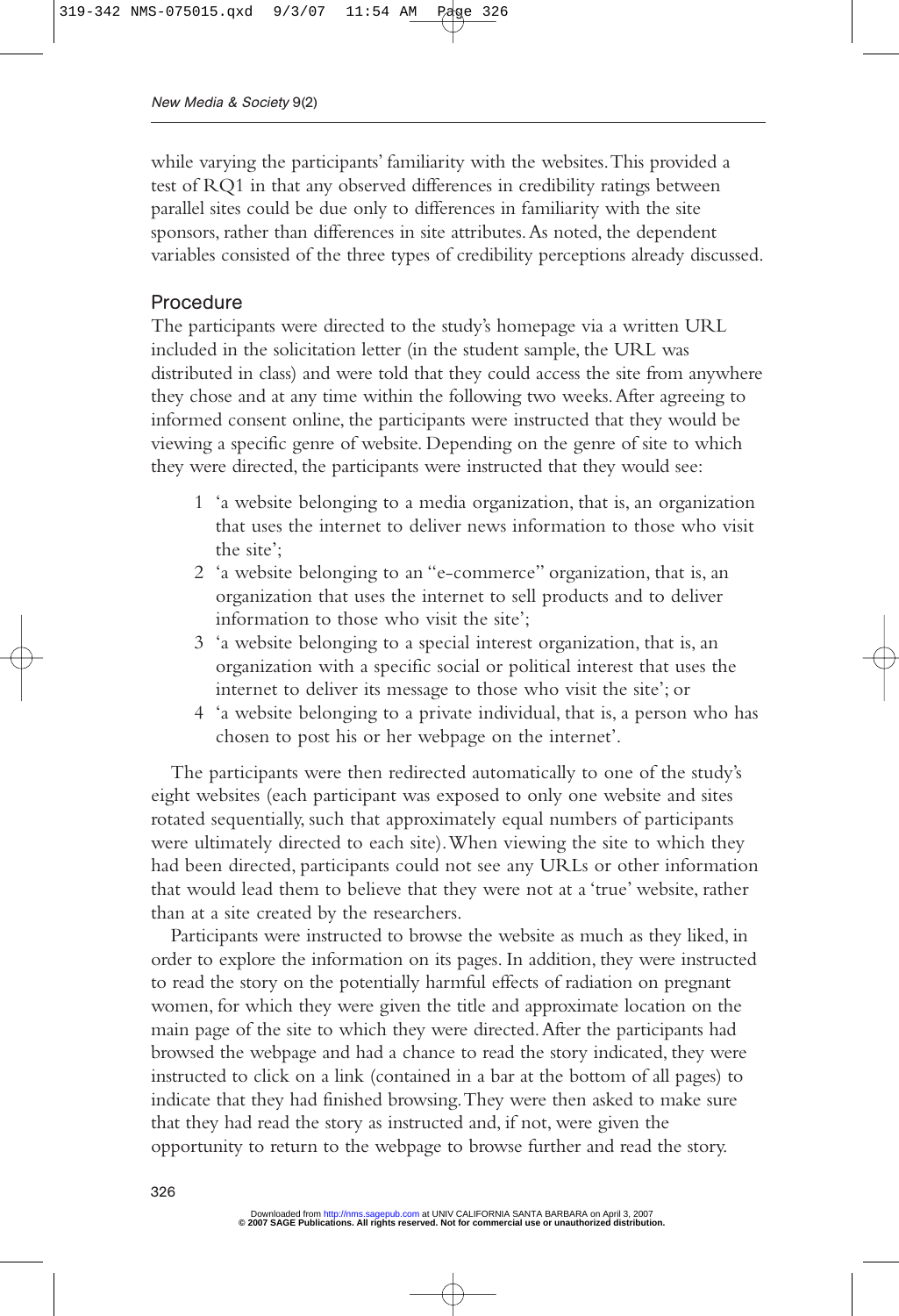while varying the participants' familiarity with the websites. This provided a test of RQ1 in that any observed differences in credibility ratings between parallel sites could be due only to differences in familiarity with the site sponsors, rather than differences in site attributes. As noted, the dependent variables consisted of the three types of credibility perceptions already discussed.

## Procedure

The participants were directed to the study's homepage via a written URL included in the solicitation letter (in the student sample, the URL was distributed in class) and were told that they could access the site from anywhere they chose and at any time within the following two weeks. After agreeing to informed consent online, the participants were instructed that they would be viewing a specific genre of website. Depending on the genre of site to which they were directed, the participants were instructed that they would see:

1. 'a website belonging to a media organization, that is, an organization that uses the internet to deliver news information to those who visit the site';
2. 'a website belonging to an "e-commerce" organization, that is, an organization that uses the internet to sell products and to deliver information to those who visit the site';
3. 'a website belonging to a special interest organization, that is, an organization with a specific social or political interest that uses the internet to deliver its message to those who visit the site'; or
4. 'a website belonging to a private individual, that is, a person who has chosen to post his or her webpage on the internet'.

The participants were then redirected automatically to one of the study's eight websites (each participant was exposed to only one website and sites rotated sequentially, such that approximately equal numbers of participants were ultimately directed to each site). When viewing the site to which they had been directed, participants could not see any URLs or other information that would lead them to believe that they were not at a 'true' website, rather than at a site created by the researchers.

Participants were instructed to browse the website as much as they liked, in order to explore the information on its pages. In addition, they were instructed to read the story on the potentially harmful effects of radiation on pregnant women, for which they were given the title and approximate location on the main page of the site to which they were directed. After the participants had browsed the webpage and had a chance to read the story indicated, they were instructed to click on a link (contained in a bar at the bottom of all pages) to indicate that they had finished browsing. They were then asked to make sure that they had read the story as instructed and, if not, were given the opportunity to return to the webpage to browse further and read the story.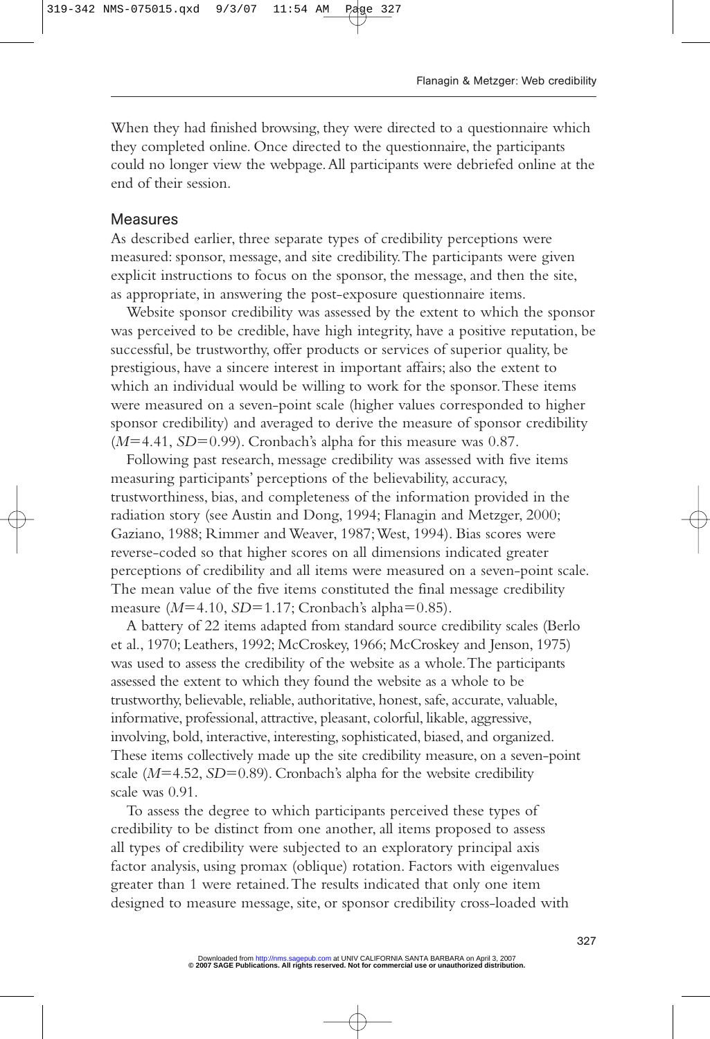When they had finished browsing, they were directed to a questionnaire which they completed online. Once directed to the questionnaire, the participants could no longer view the webpage. All participants were debriefed online at the end of their session.

## Measures

As described earlier, three separate types of credibility perceptions were measured: sponsor, message, and site credibility. The participants were given explicit instructions to focus on the sponsor, the message, and then the site, as appropriate, in answering the post-exposure questionnaire items.

Website sponsor credibility was assessed by the extent to which the sponsor was perceived to be credible, have high integrity, have a positive reputation, be successful, be trustworthy, offer products or services of superior quality, be prestigious, have a sincere interest in important affairs; also the extent to which an individual would be willing to work for the sponsor. These items were measured on a seven-point scale (higher values corresponded to higher sponsor credibility) and averaged to derive the measure of sponsor credibility ($M$=4.41, $SD$=0.99). Cronbach's alpha for this measure was 0.87.

Following past research, message credibility was assessed with five items measuring participants' perceptions of the believability, accuracy, trustworthiness, bias, and completeness of the information provided in the radiation story (see Austin and Dong, 1994; Flanagin and Metzger, 2000; Gaziano, 1988; Rimmer and Weaver, 1987; West, 1994). Bias scores were reverse-coded so that higher scores on all dimensions indicated greater perceptions of credibility and all items were measured on a seven-point scale. The mean value of the five items constituted the final message credibility measure ($M$=4.10, $SD$=1.17; Cronbach's alpha=0.85).

A battery of 22 items adapted from standard source credibility scales (Berlo et al., 1970; Leathers, 1992; McCroskey, 1966; McCroskey and Jenson, 1975) was used to assess the credibility of the website as a whole. The participants assessed the extent to which they found the website as a whole to be trustworthy, believable, reliable, authoritative, honest, safe, accurate, valuable, informative, professional, attractive, pleasant, colorful, likable, aggressive, involving, bold, interactive, interesting, sophisticated, biased, and organized. These items collectively made up the site credibility measure, on a seven-point scale ($M$=4.52, $SD$=0.89). Cronbach's alpha for the website credibility scale was 0.91.

To assess the degree to which participants perceived these types of credibility to be distinct from one another, all items proposed to assess all types of credibility were subjected to an exploratory principal axis factor analysis, using promax (oblique) rotation. Factors with eigenvalues greater than 1 were retained. The results indicated that only one item designed to measure message, site, or sponsor credibility cross-loaded with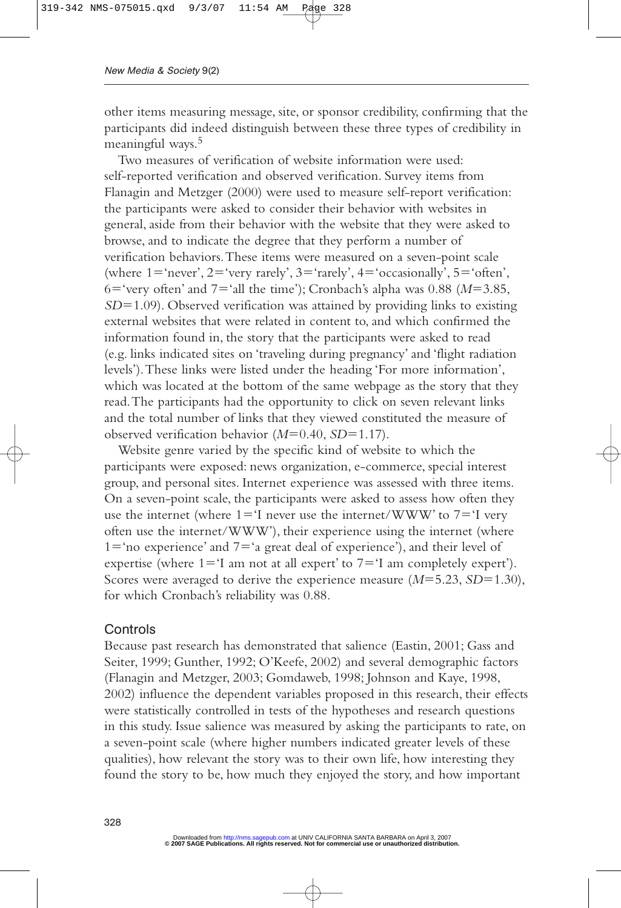other items measuring message, site, or sponsor credibility, confirming that the participants did indeed distinguish between these three types of credibility in meaningful ways.[5]

Two measures of verification of website information were used: self-reported verification and observed verification. Survey items from Flanagin and Metzger (2000) were used to measure self-report verification: the participants were asked to consider their behavior with websites in general, aside from their behavior with the website that they were asked to browse, and to indicate the degree that they perform a number of verification behaviors. These items were measured on a seven-point scale (where 1='never', 2='very rarely', 3='rarely', 4='occasionally', 5='often', 6='very often' and 7='all the time'); Cronbach's alpha was 0.88 ($M$=3.85, $SD$=1.09). Observed verification was attained by providing links to existing external websites that were related in content to, and which confirmed the information found in, the story that the participants were asked to read (e.g. links indicated sites on 'traveling during pregnancy' and 'flight radiation levels'). These links were listed under the heading 'For more information', which was located at the bottom of the same webpage as the story that they read. The participants had the opportunity to click on seven relevant links and the total number of links that they viewed constituted the measure of observed verification behavior ($M$=0.40, $SD$=1.17).

Website genre varied by the specific kind of website to which the participants were exposed: news organization, e-commerce, special interest group, and personal sites. Internet experience was assessed with three items. On a seven-point scale, the participants were asked to assess how often they use the internet (where 1='I never use the internet/WWW' to 7='I very often use the internet/WWW'), their experience using the internet (where 1='no experience' and 7='a great deal of experience'), and their level of expertise (where 1='I am not at all expert' to 7='I am completely expert'). Scores were averaged to derive the experience measure ($M$=5.23, $SD$=1.30), for which Cronbach's reliability was 0.88.

## Controls

Because past research has demonstrated that salience (Eastin, 2001; Gass and Seiter, 1999; Gunther, 1992; O'Keefe, 2002) and several demographic factors (Flanagin and Metzger, 2003; Gomdaweb, 1998; Johnson and Kaye, 1998, 2002) influence the dependent variables proposed in this research, their effects were statistically controlled in tests of the hypotheses and research questions in this study. Issue salience was measured by asking the participants to rate, on a seven-point scale (where higher numbers indicated greater levels of these qualities), how relevant the story was to their own life, how interesting they found the story to be, how much they enjoyed the story, and how important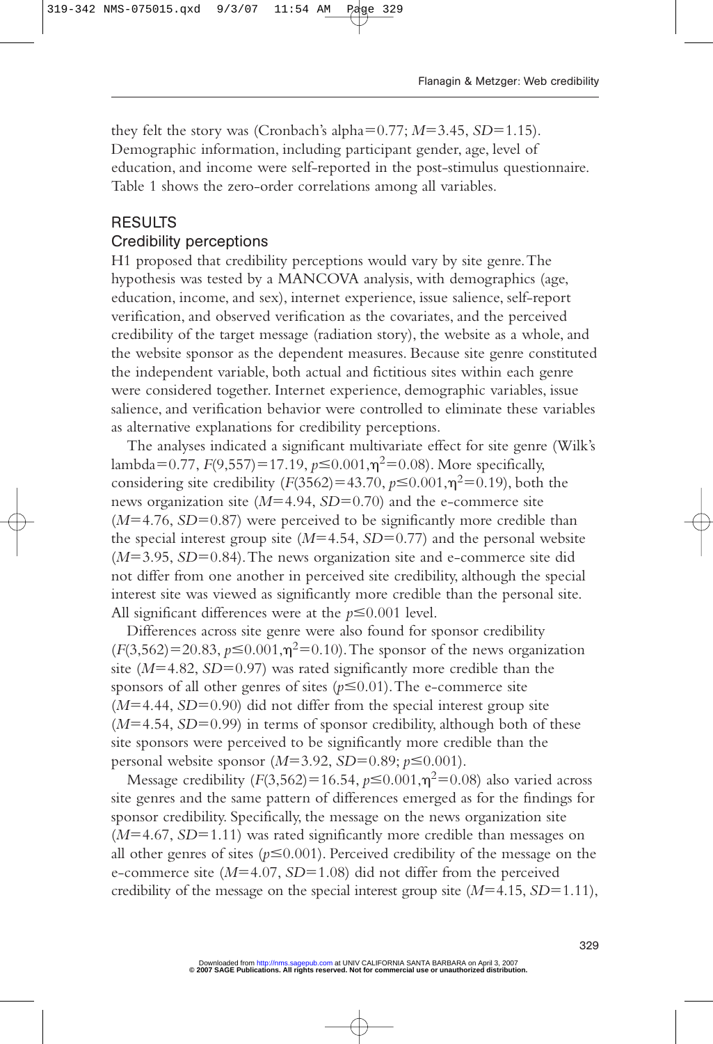they felt the story was (Cronbach's alpha $= 0.77$; $M = 3.45$, $SD = 1.15$). Demographic information, including participant gender, age, level of education, and income were self-reported in the post-stimulus questionnaire. Table 1 shows the zero-order correlations among all variables.

## RESULTS

### Credibility perceptions

H1 proposed that credibility perceptions would vary by site genre. The hypothesis was tested by a MANCOVA analysis, with demographics (age, education, income, and sex), internet experience, issue salience, self-report verification, and observed verification as the covariates, and the perceived credibility of the target message (radiation story), the website as a whole, and the website sponsor as the dependent measures. Because site genre constituted the independent variable, both actual and fictitious sites within each genre were considered together. Internet experience, demographic variables, issue salience, and verification behavior were controlled to eliminate these variables as alternative explanations for credibility perceptions.

The analyses indicated a significant multivariate effect for site genre (Wilk's lambda $= 0.77$, $F(9,557) = 17.19$, $p \leq 0.001$, $\eta^2 = 0.08$). More specifically, considering site credibility ($F(3562) = 43.70$, $p \leq 0.001$, $\eta^2 = 0.19$), both the news organization site ($M = 4.94$, $SD = 0.70$) and the e-commerce site ($M = 4.76$, $SD = 0.87$) were perceived to be significantly more credible than the special interest group site ($M = 4.54$, $SD = 0.77$) and the personal website ($M = 3.95$, $SD = 0.84$). The news organization site and e-commerce site did not differ from one another in perceived site credibility, although the special interest site was viewed as significantly more credible than the personal site. All significant differences were at the $p \leq 0.001$ level.

Differences across site genre were also found for sponsor credibility ($F(3,562) = 20.83$, $p \leq 0.001$, $\eta^2 = 0.10$). The sponsor of the news organization site ($M = 4.82$, $SD = 0.97$) was rated significantly more credible than the sponsors of all other genres of sites ($p \leq 0.01$). The e-commerce site ($M = 4.44$, $SD = 0.90$) did not differ from the special interest group site ($M = 4.54$, $SD = 0.99$) in terms of sponsor credibility, although both of these site sponsors were perceived to be significantly more credible than the personal website sponsor ($M = 3.92$, $SD = 0.89$; $p \leq 0.001$).

Message credibility ($F(3,562) = 16.54$, $p \leq 0.001$, $\eta^2 = 0.08$) also varied across site genres and the same pattern of differences emerged as for the findings for sponsor credibility. Specifically, the message on the news organization site ($M = 4.67$, $SD = 1.11$) was rated significantly more credible than messages on all other genres of sites ($p \leq 0.001$). Perceived credibility of the message on the e-commerce site ($M = 4.07$, $SD = 1.08$) did not differ from the perceived credibility of the message on the special interest group site ($M = 4.15$, $SD = 1.11$),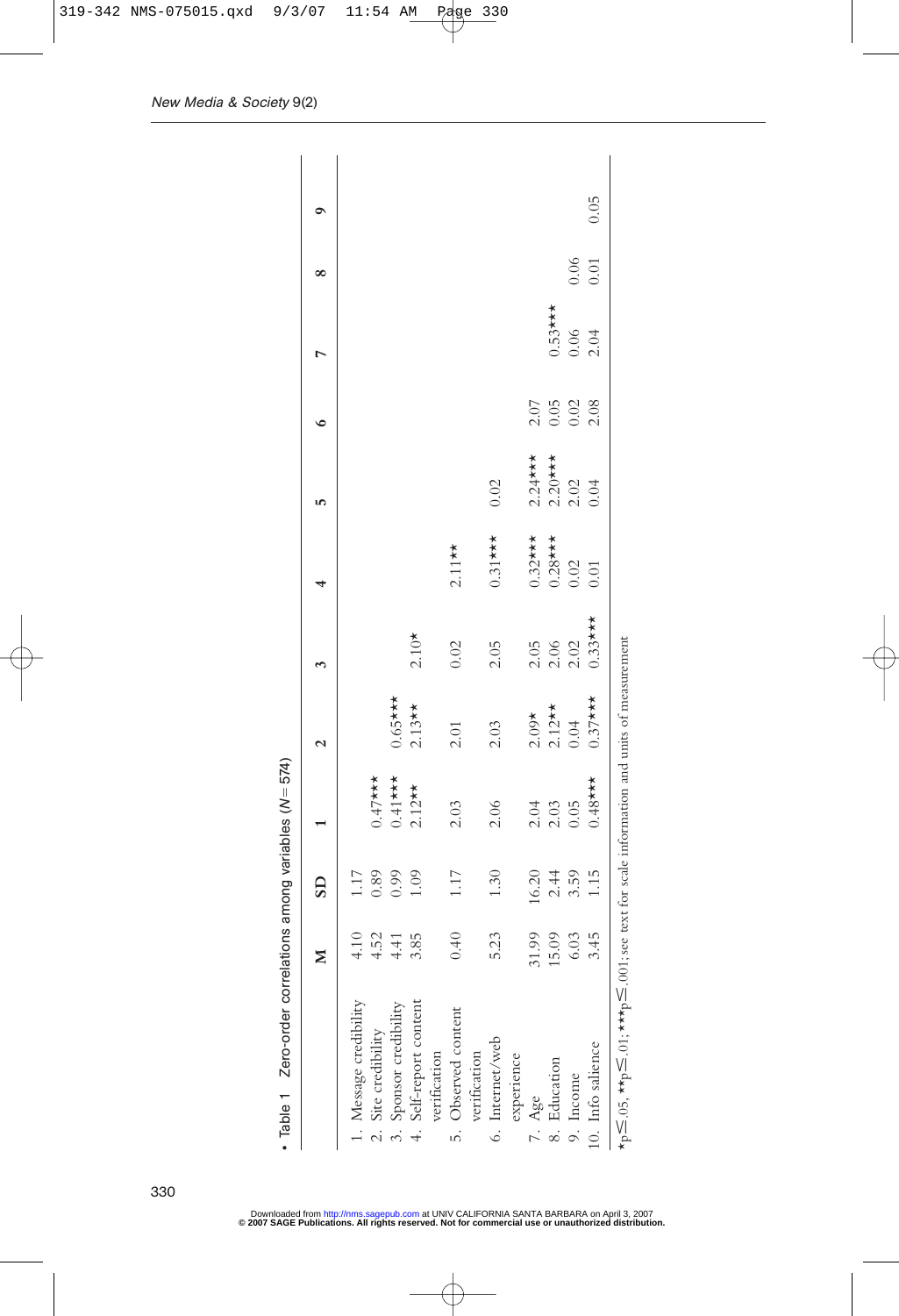Table 1 Zero-order correlations among variables ($N = 574$)

| | M | SD | 1 | 2 | 3 | 4 | 5 | 6 | 7 | 8 | 9 |
|---|---|---|---|---|---|---|---|---|---|---|---|
| 1. Message credibility | 4.10 | 1.17 | | | | | | | | | |
| 2. Site credibility | 4.52 | 0.89 | 0.47*** | | | | | | | | |
| 3. Sponsor credibility | 4.41 | 0.99 | 0.41*** | 0.65*** | | | | | | | |
| 4. Self-report content verification | 3.85 | 1.09 | 2.12** | 2.13** | 2.10* | | | | | | |
| 5. Observed content verification | 0.40 | 1.17 | 2.03 | 2.01 | 0.02 | 2.11** | | | | | |
| 6. Internet/web experience | 5.23 | 1.30 | 2.06 | 2.03 | 2.05 | 0.31*** | 0.02 | | | | |
| 7. Age | 31.99 | 16.20 | 2.04 | 2.09* | 2.05 | 0.32*** | 2.24*** | 2.07 | | | |
| 8. Education | 15.09 | 2.44 | 2.03 | 2.12** | 2.06 | 0.28*** | 2.20*** | 0.05 | 0.53*** | | |
| 9. Income | 6.03 | 3.59 | 0.05 | 0.04 | 2.02 | 0.02 | 2.02 | 0.02 | 0.06 | 0.06 | |
| 10. Info salience | 3.45 | 1.15 | 0.48*** | 0.37*** | 0.33*** | 0.01 | 0.04 | 2.08 | 2.04 | 0.01 | 0.05 |

*$p \leq .05$, **$p \leq .01$; ***$p \leq .001$; see text for scale information and units of measurement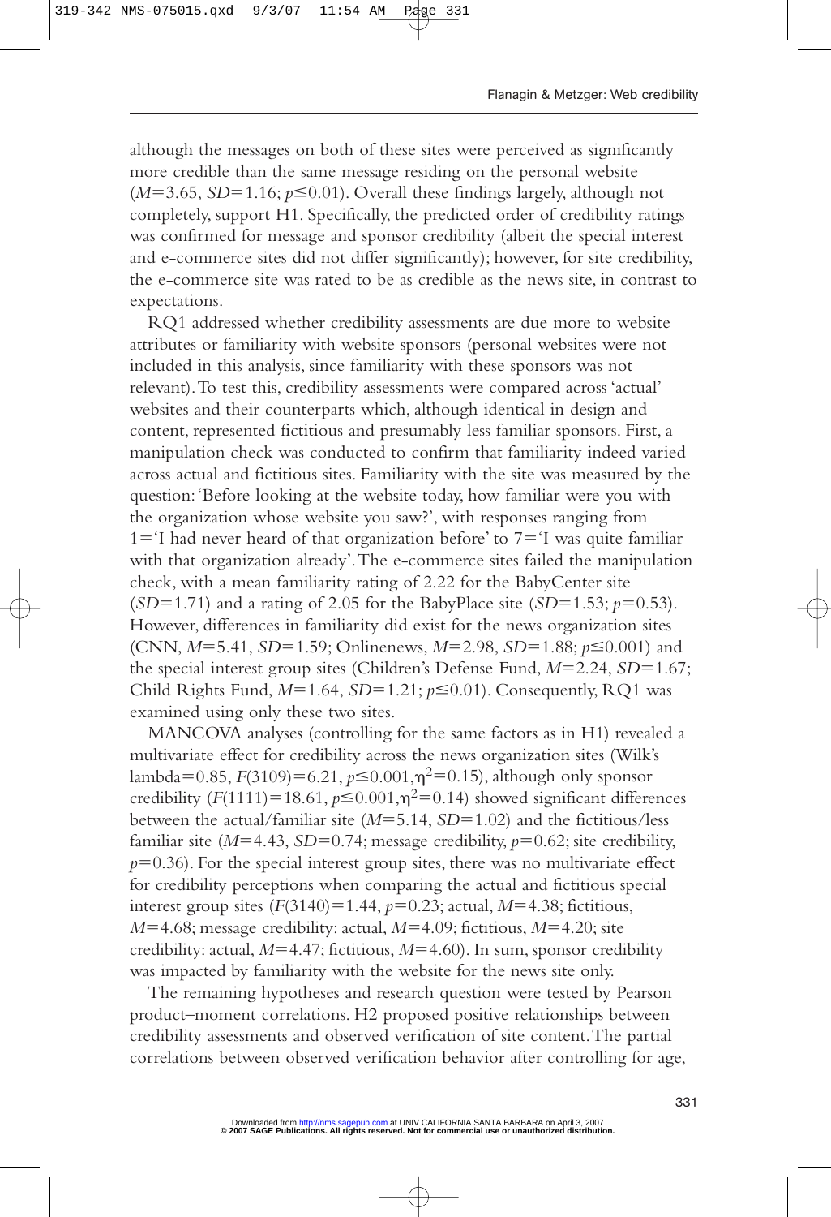although the messages on both of these sites were perceived as significantly more credible than the same message residing on the personal website ($M$=3.65, $SD$=1.16; $p \leq 0.01$). Overall these findings largely, although not completely, support H1. Specifically, the predicted order of credibility ratings was confirmed for message and sponsor credibility (albeit the special interest and e-commerce sites did not differ significantly); however, for site credibility, the e-commerce site was rated to be as credible as the news site, in contrast to expectations.

RQ1 addressed whether credibility assessments are due more to website attributes or familiarity with website sponsors (personal websites were not included in this analysis, since familiarity with these sponsors was not relevant). To test this, credibility assessments were compared across 'actual' websites and their counterparts which, although identical in design and content, represented fictitious and presumably less familiar sponsors. First, a manipulation check was conducted to confirm that familiarity indeed varied across actual and fictitious sites. Familiarity with the site was measured by the question: 'Before looking at the website today, how familiar were you with the organization whose website you saw?', with responses ranging from 1='I had never heard of that organization before' to 7='I was quite familiar with that organization already'. The e-commerce sites failed the manipulation check, with a mean familiarity rating of 2.22 for the BabyCenter site ($SD$=1.71) and a rating of 2.05 for the BabyPlace site ($SD$=1.53; $p$=0.53). However, differences in familiarity did exist for the news organization sites (CNN, $M$=5.41, $SD$=1.59; Onlinenews, $M$=2.98, $SD$=1.88; $p \leq 0.001$) and the special interest group sites (Children's Defense Fund, $M$=2.24, $SD$=1.67; Child Rights Fund, $M$=1.64, $SD$=1.21; $p \leq 0.01$). Consequently, RQ1 was examined using only these two sites.

MANCOVA analyses (controlling for the same factors as in H1) revealed a multivariate effect for credibility across the news organization sites (Wilk's lambda=0.85, $F(3109)=6.21$, $p \leq 0.001, \eta^2=0.15$), although only sponsor credibility ($F(1111)=18.61$, $p \leq 0.001, \eta^2=0.14$) showed significant differences between the actual/familiar site ($M$=5.14, $SD$=1.02) and the fictitious/less familiar site ($M$=4.43, $SD$=0.74; message credibility, $p$=0.62; site credibility, $p$=0.36). For the special interest group sites, there was no multivariate effect for credibility perceptions when comparing the actual and fictitious special interest group sites ($F(3140)=1.44$, $p$=0.23; actual, $M$=4.38; fictitious, $M$=4.68; message credibility: actual, $M$=4.09; fictitious, $M$=4.20; site credibility: actual, $M$=4.47; fictitious, $M$=4.60). In sum, sponsor credibility was impacted by familiarity with the website for the news site only.

The remaining hypotheses and research question were tested by Pearson product–moment correlations. H2 proposed positive relationships between credibility assessments and observed verification of site content. The partial correlations between observed verification behavior after controlling for age,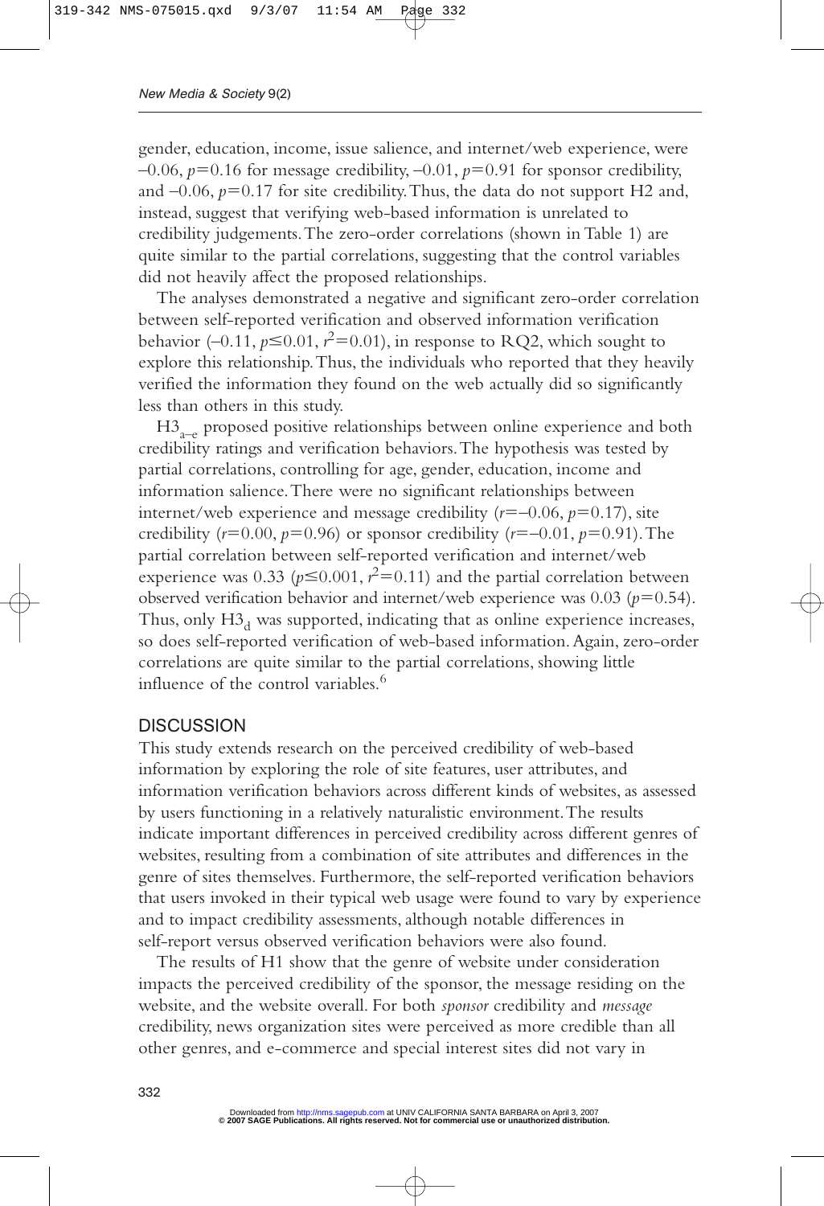gender, education, income, issue salience, and internet/web experience, were $-0.06$, $p=0.16$ for message credibility, $-0.01$, $p=0.91$ for sponsor credibility, and $-0.06$, $p=0.17$ for site credibility. Thus, the data do not support H2 and, instead, suggest that verifying web-based information is unrelated to credibility judgements. The zero-order correlations (shown in Table 1) are quite similar to the partial correlations, suggesting that the control variables did not heavily affect the proposed relationships.

The analyses demonstrated a negative and significant zero-order correlation between self-reported verification and observed information verification behavior ($-0.11$, $p\leq0.01$, $r^2=0.01$), in response to RQ2, which sought to explore this relationship. Thus, the individuals who reported that they heavily verified the information they found on the web actually did so significantly less than others in this study.

$H3_{a-e}$ proposed positive relationships between online experience and both credibility ratings and verification behaviors. The hypothesis was tested by partial correlations, controlling for age, gender, education, income and information salience. There were no significant relationships between internet/web experience and message credibility ($r=-0.06$, $p=0.17$), site credibility ($r=0.00$, $p=0.96$) or sponsor credibility ($r=-0.01$, $p=0.91$). The partial correlation between self-reported verification and internet/web experience was 0.33 ($p\leq0.001$, $r^2=0.11$) and the partial correlation between observed verification behavior and internet/web experience was 0.03 ($p=0.54$). Thus, only $H3_d$ was supported, indicating that as online experience increases, so does self-reported verification of web-based information. Again, zero-order correlations are quite similar to the partial correlations, showing little influence of the control variables.[6]

## DISCUSSION

This study extends research on the perceived credibility of web-based information by exploring the role of site features, user attributes, and information verification behaviors across different kinds of websites, as assessed by users functioning in a relatively naturalistic environment. The results indicate important differences in perceived credibility across different genres of websites, resulting from a combination of site attributes and differences in the genre of sites themselves. Furthermore, the self-reported verification behaviors that users invoked in their typical web usage were found to vary by experience and to impact credibility assessments, although notable differences in self-report versus observed verification behaviors were also found.

The results of H1 show that the genre of website under consideration impacts the perceived credibility of the sponsor, the message residing on the website, and the website overall. For both *sponsor* credibility and *message* credibility, news organization sites were perceived as more credible than all other genres, and e-commerce and special interest sites did not vary in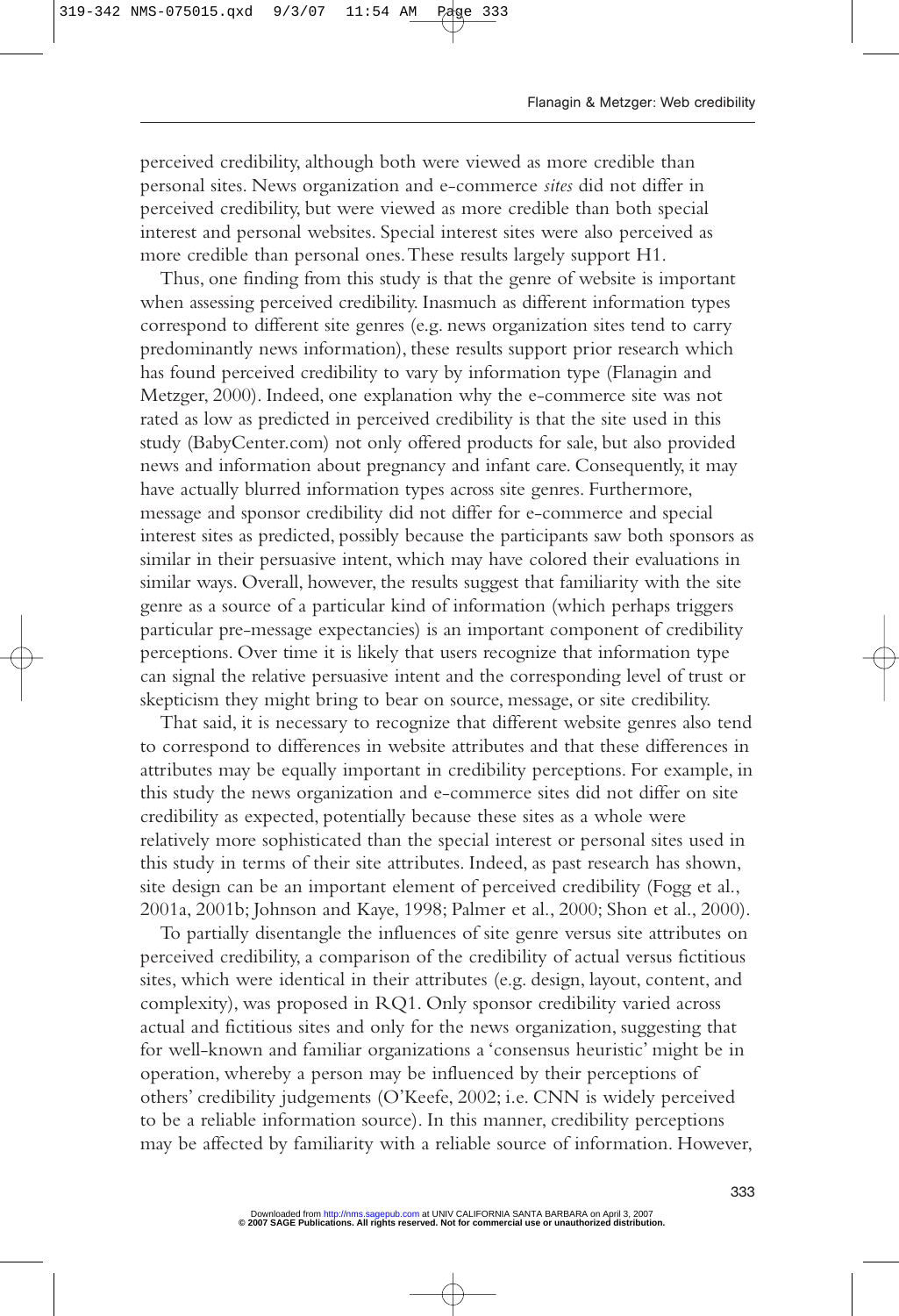perceived credibility, although both were viewed as more credible than personal sites. News organization and e-commerce *sites* did not differ in perceived credibility, but were viewed as more credible than both special interest and personal websites. Special interest sites were also perceived as more credible than personal ones. These results largely support H1.

Thus, one finding from this study is that the genre of website is important when assessing perceived credibility. Inasmuch as different information types correspond to different site genres (e.g. news organization sites tend to carry predominantly news information), these results support prior research which has found perceived credibility to vary by information type (Flanagin and Metzger, 2000). Indeed, one explanation why the e-commerce site was not rated as low as predicted in perceived credibility is that the site used in this study (BabyCenter.com) not only offered products for sale, but also provided news and information about pregnancy and infant care. Consequently, it may have actually blurred information types across site genres. Furthermore, message and sponsor credibility did not differ for e-commerce and special interest sites as predicted, possibly because the participants saw both sponsors as similar in their persuasive intent, which may have colored their evaluations in similar ways. Overall, however, the results suggest that familiarity with the site genre as a source of a particular kind of information (which perhaps triggers particular pre-message expectancies) is an important component of credibility perceptions. Over time it is likely that users recognize that information type can signal the relative persuasive intent and the corresponding level of trust or skepticism they might bring to bear on source, message, or site credibility.

That said, it is necessary to recognize that different website genres also tend to correspond to differences in website attributes and that these differences in attributes may be equally important in credibility perceptions. For example, in this study the news organization and e-commerce sites did not differ on site credibility as expected, potentially because these sites as a whole were relatively more sophisticated than the special interest or personal sites used in this study in terms of their site attributes. Indeed, as past research has shown, site design can be an important element of perceived credibility (Fogg et al., 2001a, 2001b; Johnson and Kaye, 1998; Palmer et al., 2000; Shon et al., 2000).

To partially disentangle the influences of site genre versus site attributes on perceived credibility, a comparison of the credibility of actual versus fictitious sites, which were identical in their attributes (e.g. design, layout, content, and complexity), was proposed in RQ1. Only sponsor credibility varied across actual and fictitious sites and only for the news organization, suggesting that for well-known and familiar organizations a 'consensus heuristic' might be in operation, whereby a person may be influenced by their perceptions of others' credibility judgements (O'Keefe, 2002; i.e. CNN is widely perceived to be a reliable information source). In this manner, credibility perceptions may be affected by familiarity with a reliable source of information. However,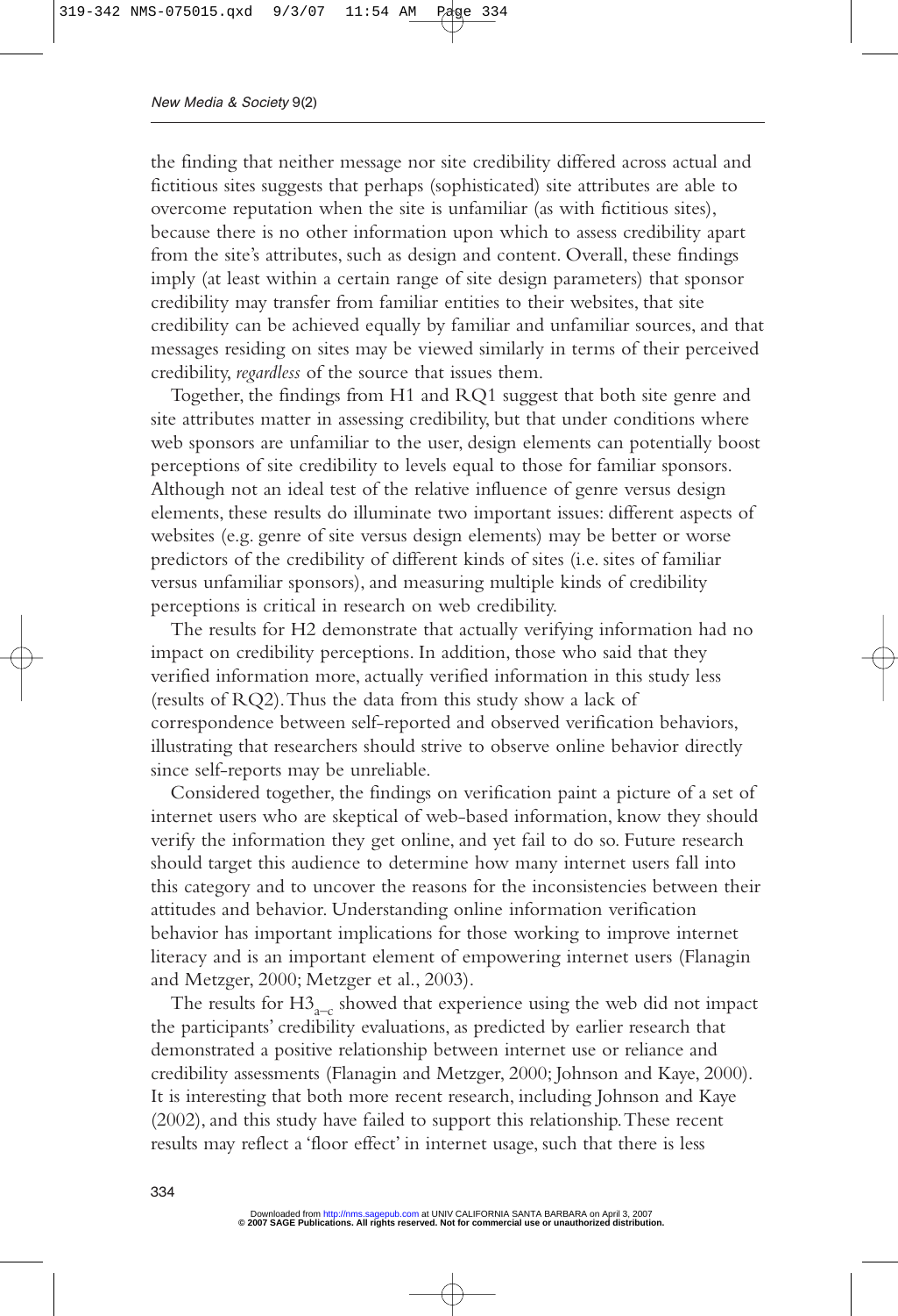the finding that neither message nor site credibility differed across actual and fictitious sites suggests that perhaps (sophisticated) site attributes are able to overcome reputation when the site is unfamiliar (as with fictitious sites), because there is no other information upon which to assess credibility apart from the site's attributes, such as design and content. Overall, these findings imply (at least within a certain range of site design parameters) that sponsor credibility may transfer from familiar entities to their websites, that site credibility can be achieved equally by familiar and unfamiliar sources, and that messages residing on sites may be viewed similarly in terms of their perceived credibility, *regardless* of the source that issues them.

Together, the findings from H1 and RQ1 suggest that both site genre and site attributes matter in assessing credibility, but that under conditions where web sponsors are unfamiliar to the user, design elements can potentially boost perceptions of site credibility to levels equal to those for familiar sponsors. Although not an ideal test of the relative influence of genre versus design elements, these results do illuminate two important issues: different aspects of websites (e.g. genre of site versus design elements) may be better or worse predictors of the credibility of different kinds of sites (i.e. sites of familiar versus unfamiliar sponsors), and measuring multiple kinds of credibility perceptions is critical in research on web credibility.

The results for H2 demonstrate that actually verifying information had no impact on credibility perceptions. In addition, those who said that they verified information more, actually verified information in this study less (results of RQ2). Thus the data from this study show a lack of correspondence between self-reported and observed verification behaviors, illustrating that researchers should strive to observe online behavior directly since self-reports may be unreliable.

Considered together, the findings on verification paint a picture of a set of internet users who are skeptical of web-based information, know they should verify the information they get online, and yet fail to do so. Future research should target this audience to determine how many internet users fall into this category and to uncover the reasons for the inconsistencies between their attitudes and behavior. Understanding online information verification behavior has important implications for those working to improve internet literacy and is an important element of empowering internet users (Flanagin and Metzger, 2000; Metzger et al., 2003).

The results for $H3_{a\text{–}c}$ showed that experience using the web did not impact the participants' credibility evaluations, as predicted by earlier research that demonstrated a positive relationship between internet use or reliance and credibility assessments (Flanagin and Metzger, 2000; Johnson and Kaye, 2000). It is interesting that both more recent research, including Johnson and Kaye (2002), and this study have failed to support this relationship. These recent results may reflect a 'floor effect' in internet usage, such that there is less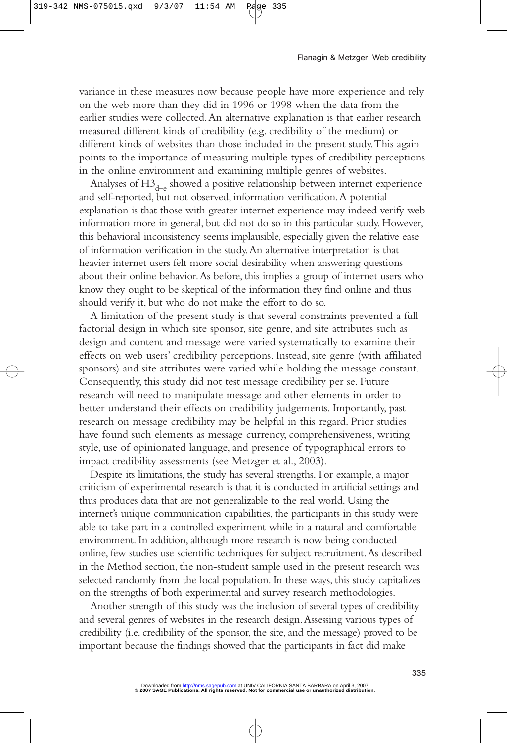variance in these measures now because people have more experience and rely on the web more than they did in 1996 or 1998 when the data from the earlier studies were collected. An alternative explanation is that earlier research measured different kinds of credibility (e.g. credibility of the medium) or different kinds of websites than those included in the present study. This again points to the importance of measuring multiple types of credibility perceptions in the online environment and examining multiple genres of websites.

Analyses of $H3_{d–e}$ showed a positive relationship between internet experience and self-reported, but not observed, information verification. A potential explanation is that those with greater internet experience may indeed verify web information more in general, but did not do so in this particular study. However, this behavioral inconsistency seems implausible, especially given the relative ease of information verification in the study. An alternative interpretation is that heavier internet users felt more social desirability when answering questions about their online behavior. As before, this implies a group of internet users who know they ought to be skeptical of the information they find online and thus should verify it, but who do not make the effort to do so.

A limitation of the present study is that several constraints prevented a full factorial design in which site sponsor, site genre, and site attributes such as design and content and message were varied systematically to examine their effects on web users' credibility perceptions. Instead, site genre (with affiliated sponsors) and site attributes were varied while holding the message constant. Consequently, this study did not test message credibility per se. Future research will need to manipulate message and other elements in order to better understand their effects on credibility judgements. Importantly, past research on message credibility may be helpful in this regard. Prior studies have found such elements as message currency, comprehensiveness, writing style, use of opinionated language, and presence of typographical errors to impact credibility assessments (see Metzger et al., 2003).

Despite its limitations, the study has several strengths. For example, a major criticism of experimental research is that it is conducted in artificial settings and thus produces data that are not generalizable to the real world. Using the internet's unique communication capabilities, the participants in this study were able to take part in a controlled experiment while in a natural and comfortable environment. In addition, although more research is now being conducted online, few studies use scientific techniques for subject recruitment. As described in the Method section, the non-student sample used in the present research was selected randomly from the local population. In these ways, this study capitalizes on the strengths of both experimental and survey research methodologies.

Another strength of this study was the inclusion of several types of credibility and several genres of websites in the research design. Assessing various types of credibility (i.e. credibility of the sponsor, the site, and the message) proved to be important because the findings showed that the participants in fact did make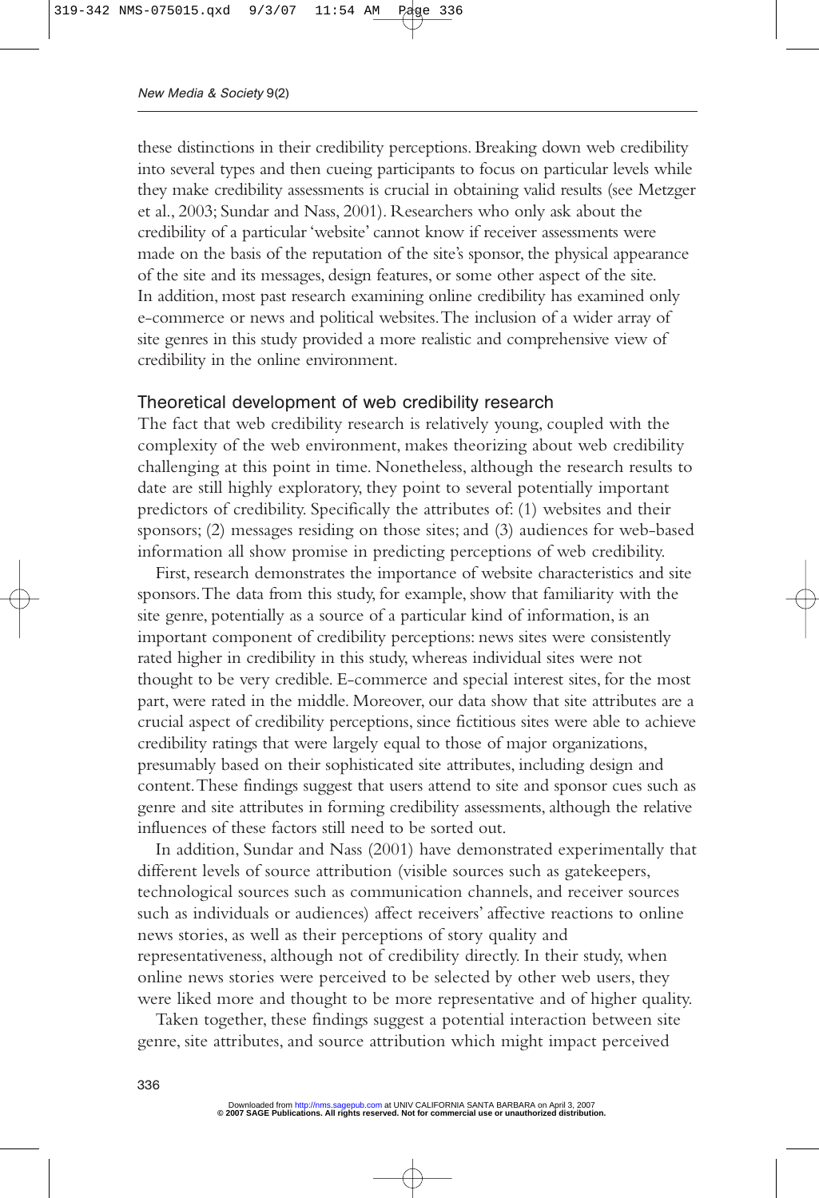these distinctions in their credibility perceptions. Breaking down web credibility into several types and then cueing participants to focus on particular levels while they make credibility assessments is crucial in obtaining valid results (see Metzger et al., 2003; Sundar and Nass, 2001). Researchers who only ask about the credibility of a particular 'website' cannot know if receiver assessments were made on the basis of the reputation of the site's sponsor, the physical appearance of the site and its messages, design features, or some other aspect of the site. In addition, most past research examining online credibility has examined only e-commerce or news and political websites. The inclusion of a wider array of site genres in this study provided a more realistic and comprehensive view of credibility in the online environment.

## Theoretical development of web credibility research

The fact that web credibility research is relatively young, coupled with the complexity of the web environment, makes theorizing about web credibility challenging at this point in time. Nonetheless, although the research results to date are still highly exploratory, they point to several potentially important predictors of credibility. Specifically the attributes of: (1) websites and their sponsors; (2) messages residing on those sites; and (3) audiences for web-based information all show promise in predicting perceptions of web credibility.

First, research demonstrates the importance of website characteristics and site sponsors. The data from this study, for example, show that familiarity with the site genre, potentially as a source of a particular kind of information, is an important component of credibility perceptions: news sites were consistently rated higher in credibility in this study, whereas individual sites were not thought to be very credible. E-commerce and special interest sites, for the most part, were rated in the middle. Moreover, our data show that site attributes are a crucial aspect of credibility perceptions, since fictitious sites were able to achieve credibility ratings that were largely equal to those of major organizations, presumably based on their sophisticated site attributes, including design and content. These findings suggest that users attend to site and sponsor cues such as genre and site attributes in forming credibility assessments, although the relative influences of these factors still need to be sorted out.

In addition, Sundar and Nass (2001) have demonstrated experimentally that different levels of source attribution (visible sources such as gatekeepers, technological sources such as communication channels, and receiver sources such as individuals or audiences) affect receivers' affective reactions to online news stories, as well as their perceptions of story quality and representativeness, although not of credibility directly. In their study, when online news stories were perceived to be selected by other web users, they were liked more and thought to be more representative and of higher quality.

Taken together, these findings suggest a potential interaction between site genre, site attributes, and source attribution which might impact perceived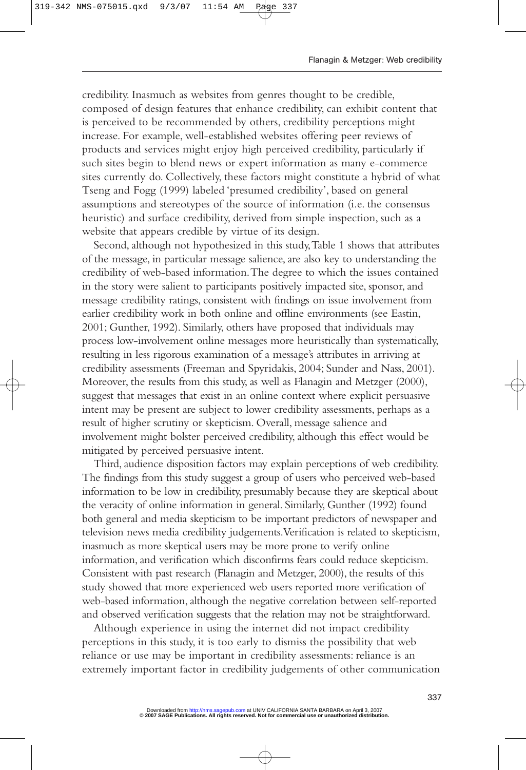credibility. Inasmuch as websites from genres thought to be credible, composed of design features that enhance credibility, can exhibit content that is perceived to be recommended by others, credibility perceptions might increase. For example, well-established websites offering peer reviews of products and services might enjoy high perceived credibility, particularly if such sites begin to blend news or expert information as many e-commerce sites currently do. Collectively, these factors might constitute a hybrid of what Tseng and Fogg (1999) labeled 'presumed credibility', based on general assumptions and stereotypes of the source of information (i.e. the consensus heuristic) and surface credibility, derived from simple inspection, such as a website that appears credible by virtue of its design.

Second, although not hypothesized in this study, Table 1 shows that attributes of the message, in particular message salience, are also key to understanding the credibility of web-based information. The degree to which the issues contained in the story were salient to participants positively impacted site, sponsor, and message credibility ratings, consistent with findings on issue involvement from earlier credibility work in both online and offline environments (see Eastin, 2001; Gunther, 1992). Similarly, others have proposed that individuals may process low-involvement online messages more heuristically than systematically, resulting in less rigorous examination of a message's attributes in arriving at credibility assessments (Freeman and Spyridakis, 2004; Sunder and Nass, 2001). Moreover, the results from this study, as well as Flanagin and Metzger (2000), suggest that messages that exist in an online context where explicit persuasive intent may be present are subject to lower credibility assessments, perhaps as a result of higher scrutiny or skepticism. Overall, message salience and involvement might bolster perceived credibility, although this effect would be mitigated by perceived persuasive intent.

Third, audience disposition factors may explain perceptions of web credibility. The findings from this study suggest a group of users who perceived web-based information to be low in credibility, presumably because they are skeptical about the veracity of online information in general. Similarly, Gunther (1992) found both general and media skepticism to be important predictors of newspaper and television news media credibility judgements. Verification is related to skepticism, inasmuch as more skeptical users may be more prone to verify online information, and verification which disconfirms fears could reduce skepticism. Consistent with past research (Flanagin and Metzger, 2000), the results of this study showed that more experienced web users reported more verification of web-based information, although the negative correlation between self-reported and observed verification suggests that the relation may not be straightforward.

Although experience in using the internet did not impact credibility perceptions in this study, it is too early to dismiss the possibility that web reliance or use may be important in credibility assessments: reliance is an extremely important factor in credibility judgements of other communication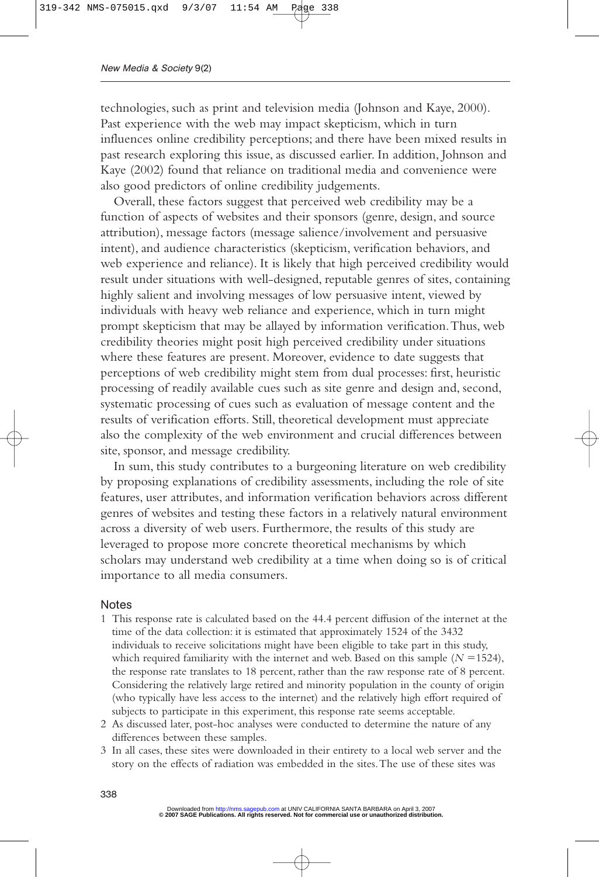technologies, such as print and television media (Johnson and Kaye, 2000). Past experience with the web may impact skepticism, which in turn influences online credibility perceptions; and there have been mixed results in past research exploring this issue, as discussed earlier. In addition, Johnson and Kaye (2002) found that reliance on traditional media and convenience were also good predictors of online credibility judgements.

Overall, these factors suggest that perceived web credibility may be a function of aspects of websites and their sponsors (genre, design, and source attribution), message factors (message salience/involvement and persuasive intent), and audience characteristics (skepticism, verification behaviors, and web experience and reliance). It is likely that high perceived credibility would result under situations with well-designed, reputable genres of sites, containing highly salient and involving messages of low persuasive intent, viewed by individuals with heavy web reliance and experience, which in turn might prompt skepticism that may be allayed by information verification. Thus, web credibility theories might posit high perceived credibility under situations where these features are present. Moreover, evidence to date suggests that perceptions of web credibility might stem from dual processes: first, heuristic processing of readily available cues such as site genre and design and, second, systematic processing of cues such as evaluation of message content and the results of verification efforts. Still, theoretical development must appreciate also the complexity of the web environment and crucial differences between site, sponsor, and message credibility.

In sum, this study contributes to a burgeoning literature on web credibility by proposing explanations of credibility assessments, including the role of site features, user attributes, and information verification behaviors across different genres of websites and testing these factors in a relatively natural environment across a diversity of web users. Furthermore, the results of this study are leveraged to propose more concrete theoretical mechanisms by which scholars may understand web credibility at a time when doing so is of critical importance to all media consumers.

## Notes

1. This response rate is calculated based on the 44.4 percent diffusion of the internet at the time of the data collection: it is estimated that approximately 1524 of the 3432 individuals to receive solicitations might have been eligible to take part in this study, which required familiarity with the internet and web. Based on this sample ($N = 1524$), the response rate translates to 18 percent, rather than the raw response rate of 8 percent. Considering the relatively large retired and minority population in the county of origin (who typically have less access to the internet) and the relatively high effort required of subjects to participate in this experiment, this response rate seems acceptable.
2. As discussed later, post-hoc analyses were conducted to determine the nature of any differences between these samples.
3. In all cases, these sites were downloaded in their entirety to a local web server and the story on the effects of radiation was embedded in the sites. The use of these sites was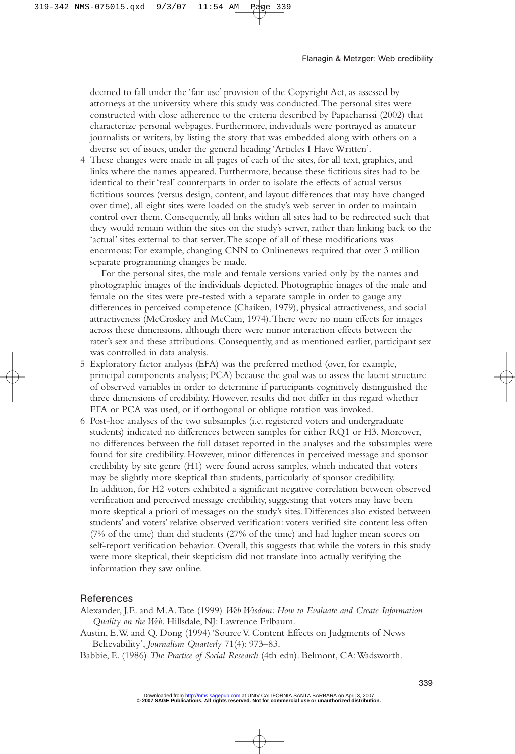deemed to fall under the 'fair use' provision of the Copyright Act, as assessed by attorneys at the university where this study was conducted. The personal sites were constructed with close adherence to the criteria described by Papacharissi (2002) that characterize personal webpages. Furthermore, individuals were portrayed as amateur journalists or writers, by listing the story that was embedded along with others on a diverse set of issues, under the general heading 'Articles I Have Written'.

4 These changes were made in all pages of each of the sites, for all text, graphics, and links where the names appeared. Furthermore, because these fictitious sites had to be identical to their 'real' counterparts in order to isolate the effects of actual versus fictitious sources (versus design, content, and layout differences that may have changed over time), all eight sites were loaded on the study's web server in order to maintain control over them. Consequently, all links within all sites had to be redirected such that they would remain within the sites on the study's server, rather than linking back to the 'actual' sites external to that server. The scope of all of these modifications was enormous: For example, changing CNN to Onlinenews required that over 3 million separate programming changes be made.

   For the personal sites, the male and female versions varied only by the names and photographic images of the individuals depicted. Photographic images of the male and female on the sites were pre-tested with a separate sample in order to gauge any differences in perceived competence (Chaiken, 1979), physical attractiveness, and social attractiveness (McCroskey and McCain, 1974). There were no main effects for images across these dimensions, although there were minor interaction effects between the rater's sex and these attributions. Consequently, and as mentioned earlier, participant sex was controlled in data analysis.

5 Exploratory factor analysis (EFA) was the preferred method (over, for example, principal components analysis; PCA) because the goal was to assess the latent structure of observed variables in order to determine if participants cognitively distinguished the three dimensions of credibility. However, results did not differ in this regard whether EFA or PCA was used, or if orthogonal or oblique rotation was invoked.

6 Post-hoc analyses of the two subsamples (i.e. registered voters and undergraduate students) indicated no differences between samples for either RQ1 or H3. Moreover, no differences between the full dataset reported in the analyses and the subsamples were found for site credibility. However, minor differences in perceived message and sponsor credibility by site genre (H1) were found across samples, which indicated that voters may be slightly more skeptical than students, particularly of sponsor credibility. In addition, for H2 voters exhibited a significant negative correlation between observed verification and perceived message credibility, suggesting that voters may have been more skeptical a priori of messages on the study's sites. Differences also existed between students' and voters' relative observed verification: voters verified site content less often (7% of the time) than did students (27% of the time) and had higher mean scores on self-report verification behavior. Overall, this suggests that while the voters in this study were more skeptical, their skepticism did not translate into actually verifying the information they saw online.

## References

Alexander, J.E. and M.A. Tate (1999) *Web Wisdom: How to Evaluate and Create Information Quality on the Web*. Hillsdale, NJ: Lawrence Erlbaum.

Austin, E.W. and Q. Dong (1994) 'Source V. Content Effects on Judgments of News Believability', *Journalism Quarterly* 71(4): 973–83.

Babbie, E. (1986) *The Practice of Social Research* (4th edn). Belmont, CA: Wadsworth.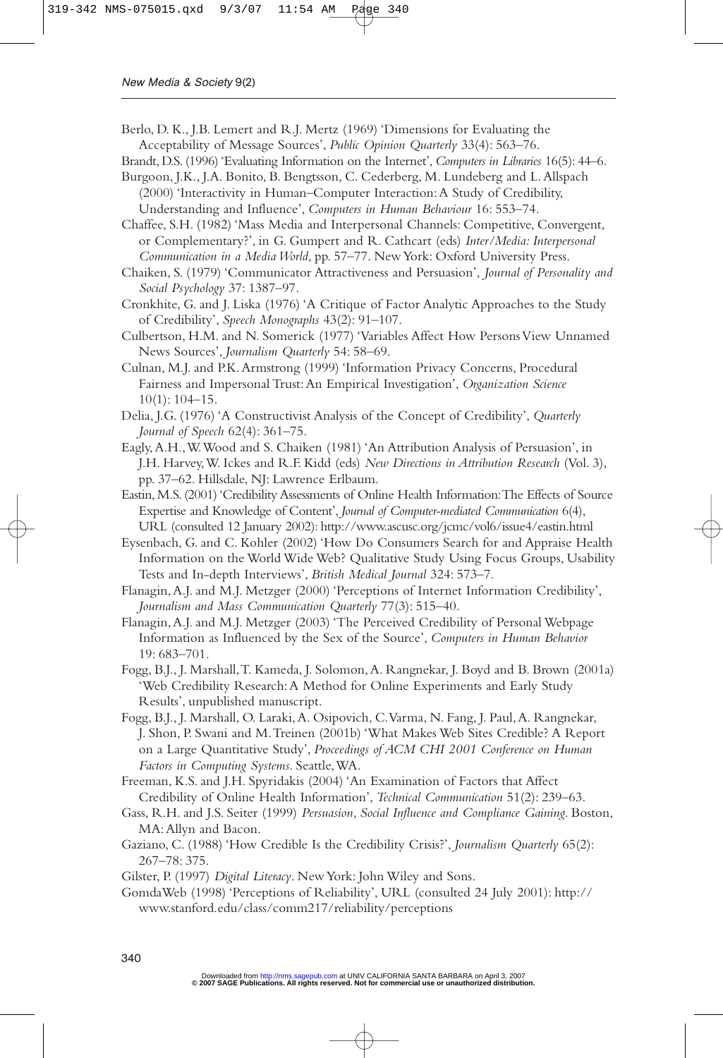Berlo, D. K., J.B. Lemert and R.J. Mertz (1969) 'Dimensions for Evaluating the Acceptability of Message Sources', *Public Opinion Quarterly* 33(4): 563–76.

Brandt, D.S. (1996) 'Evaluating Information on the Internet', *Computers in Libraries* 16(5): 44–6.

Burgoon, J.K., J.A. Bonito, B. Bengtsson, C. Cederberg, M. Lundeberg and L. Allspach (2000) 'Interactivity in Human–Computer Interaction: A Study of Credibility, Understanding and Influence', *Computers in Human Behaviour* 16: 553–74.

Chaffee, S.H. (1982) 'Mass Media and Interpersonal Channels: Competitive, Convergent, or Complementary?', in G. Gumpert and R. Cathcart (eds) *Inter/Media: Interpersonal Communication in a Media World*, pp. 57–77. New York: Oxford University Press.

Chaiken, S. (1979) 'Communicator Attractiveness and Persuasion', *Journal of Personality and Social Psychology* 37: 1387–97.

Cronkhite, G. and J. Liska (1976) 'A Critique of Factor Analytic Approaches to the Study of Credibility', *Speech Monographs* 43(2): 91–107.

Culbertson, H.M. and N. Somerick (1977) 'Variables Affect How Persons View Unnamed News Sources', *Journalism Quarterly* 54: 58–69.

Culnan, M.J. and P.K. Armstrong (1999) 'Information Privacy Concerns, Procedural Fairness and Impersonal Trust: An Empirical Investigation', *Organization Science* 10(1): 104–15.

Delia, J.G. (1976) 'A Constructivist Analysis of the Concept of Credibility', *Quarterly Journal of Speech* 62(4): 361–75.

Eagly, A.H., W. Wood and S. Chaiken (1981) 'An Attribution Analysis of Persuasion', in J.H. Harvey, W. Ickes and R.F. Kidd (eds) *New Directions in Attribution Research* (Vol. 3), pp. 37–62. Hillsdale, NJ: Lawrence Erlbaum.

Eastin, M.S. (2001) 'Credibility Assessments of Online Health Information: The Effects of Source Expertise and Knowledge of Content', *Journal of Computer-mediated Communication* 6(4), URL (consulted 12 January 2002): http://www.ascusc.org/jcmc/vol6/issue4/eastin.html

Eysenbach, G. and C. Kohler (2002) 'How Do Consumers Search for and Appraise Health Information on the World Wide Web? Qualitative Study Using Focus Groups, Usability Tests and In-depth Interviews', *British Medical Journal* 324: 573–7.

Flanagin, A.J. and M.J. Metzger (2000) 'Perceptions of Internet Information Credibility', *Journalism and Mass Communication Quarterly* 77(3): 515–40.

Flanagin, A.J. and M.J. Metzger (2003) 'The Perceived Credibility of Personal Webpage Information as Influenced by the Sex of the Source', *Computers in Human Behavior* 19: 683–701.

Fogg, B.J., J. Marshall, T. Kameda, J. Solomon, A. Rangnekar, J. Boyd and B. Brown (2001a) 'Web Credibility Research: A Method for Online Experiments and Early Study Results', unpublished manuscript.

Fogg, B.J., J. Marshall, O. Laraki, A. Osipovich, C. Varma, N. Fang, J. Paul, A. Rangnekar, J. Shon, P. Swani and M. Treinen (2001b) 'What Makes Web Sites Credible? A Report on a Large Quantitative Study', *Proceedings of ACM CHI 2001 Conference on Human Factors in Computing Systems*. Seattle, WA.

Freeman, K.S. and J.H. Spyridakis (2004) 'An Examination of Factors that Affect Credibility of Online Health Information', *Technical Communication* 51(2): 239–63.

Gass, R.H. and J.S. Seiter (1999) *Persuasion, Social Influence and Compliance Gaining*. Boston, MA: Allyn and Bacon.

Gaziano, C. (1988) 'How Credible Is the Credibility Crisis?', *Journalism Quarterly* 65(2): 267–78: 375.

Gilster, P. (1997) *Digital Literacy*. New York: John Wiley and Sons.

GomdaWeb (1998) 'Perceptions of Reliability', URL (consulted 24 July 2001): http://www.stanford.edu/class/comm217/reliability/perceptions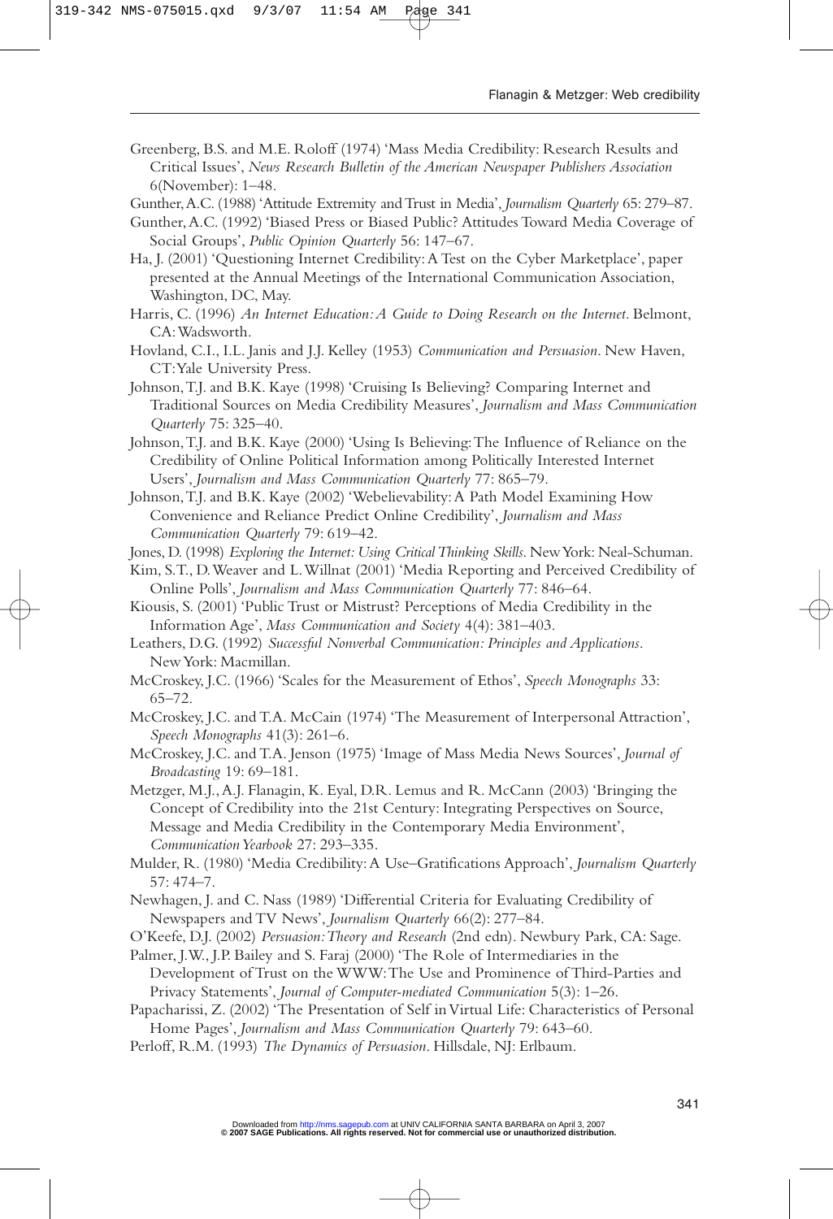Greenberg, B.S. and M.E. Roloff (1974) 'Mass Media Credibility: Research Results and Critical Issues', *News Research Bulletin of the American Newspaper Publishers Association* 6(November): 1–48.

Gunther, A.C. (1988) 'Attitude Extremity and Trust in Media', *Journalism Quarterly* 65: 279–87.

Gunther, A.C. (1992) 'Biased Press or Biased Public? Attitudes Toward Media Coverage of Social Groups', *Public Opinion Quarterly* 56: 147–67.

Ha, J. (2001) 'Questioning Internet Credibility: A Test on the Cyber Marketplace', paper presented at the Annual Meetings of the International Communication Association, Washington, DC, May.

Harris, C. (1996) *An Internet Education: A Guide to Doing Research on the Internet*. Belmont, CA: Wadsworth.

Hovland, C.I., I.L. Janis and J.J. Kelley (1953) *Communication and Persuasion*. New Haven, CT: Yale University Press.

Johnson, T.J. and B.K. Kaye (1998) 'Cruising Is Believing? Comparing Internet and Traditional Sources on Media Credibility Measures', *Journalism and Mass Communication Quarterly* 75: 325–40.

Johnson, T.J. and B.K. Kaye (2000) 'Using Is Believing: The Influence of Reliance on the Credibility of Online Political Information among Politically Interested Internet Users', *Journalism and Mass Communication Quarterly* 77: 865–79.

Johnson, T.J. and B.K. Kaye (2002) 'Webelievability: A Path Model Examining How Convenience and Reliance Predict Online Credibility', *Journalism and Mass Communication Quarterly* 79: 619–42.

Jones, D. (1998) *Exploring the Internet: Using Critical Thinking Skills*. New York: Neal-Schuman.

Kim, S.T., D. Weaver and L. Willnat (2001) 'Media Reporting and Perceived Credibility of Online Polls', *Journalism and Mass Communication Quarterly* 77: 846–64.

Kiousis, S. (2001) 'Public Trust or Mistrust? Perceptions of Media Credibility in the Information Age', *Mass Communication and Society* 4(4): 381–403.

Leathers, D.G. (1992) *Successful Nonverbal Communication: Principles and Applications*. New York: Macmillan.

McCroskey, J.C. (1966) 'Scales for the Measurement of Ethos', *Speech Monographs* 33: 65–72.

McCroskey, J.C. and T.A. McCain (1974) 'The Measurement of Interpersonal Attraction', *Speech Monographs* 41(3): 261–6.

McCroskey, J.C. and T.A. Jenson (1975) 'Image of Mass Media News Sources', *Journal of Broadcasting* 19: 69–181.

Metzger, M.J., A.J. Flanagin, K. Eyal, D.R. Lemus and R. McCann (2003) 'Bringing the Concept of Credibility into the 21st Century: Integrating Perspectives on Source, Message and Media Credibility in the Contemporary Media Environment', *Communication Yearbook* 27: 293–335.

Mulder, R. (1980) 'Media Credibility: A Use–Gratifications Approach', *Journalism Quarterly* 57: 474–7.

Newhagen, J. and C. Nass (1989) 'Differential Criteria for Evaluating Credibility of Newspapers and TV News', *Journalism Quarterly* 66(2): 277–84.

O'Keefe, D.J. (2002) *Persuasion: Theory and Research* (2nd edn). Newbury Park, CA: Sage.

Palmer, J.W., J.P. Bailey and S. Faraj (2000) 'The Role of Intermediaries in the Development of Trust on the WWW: The Use and Prominence of Third-Parties and Privacy Statements', *Journal of Computer-mediated Communication* 5(3): 1–26.

Papacharissi, Z. (2002) 'The Presentation of Self in Virtual Life: Characteristics of Personal Home Pages', *Journalism and Mass Communication Quarterly* 79: 643–60.

Perloff, R.M. (1993) *The Dynamics of Persuasion*. Hillsdale, NJ: Erlbaum.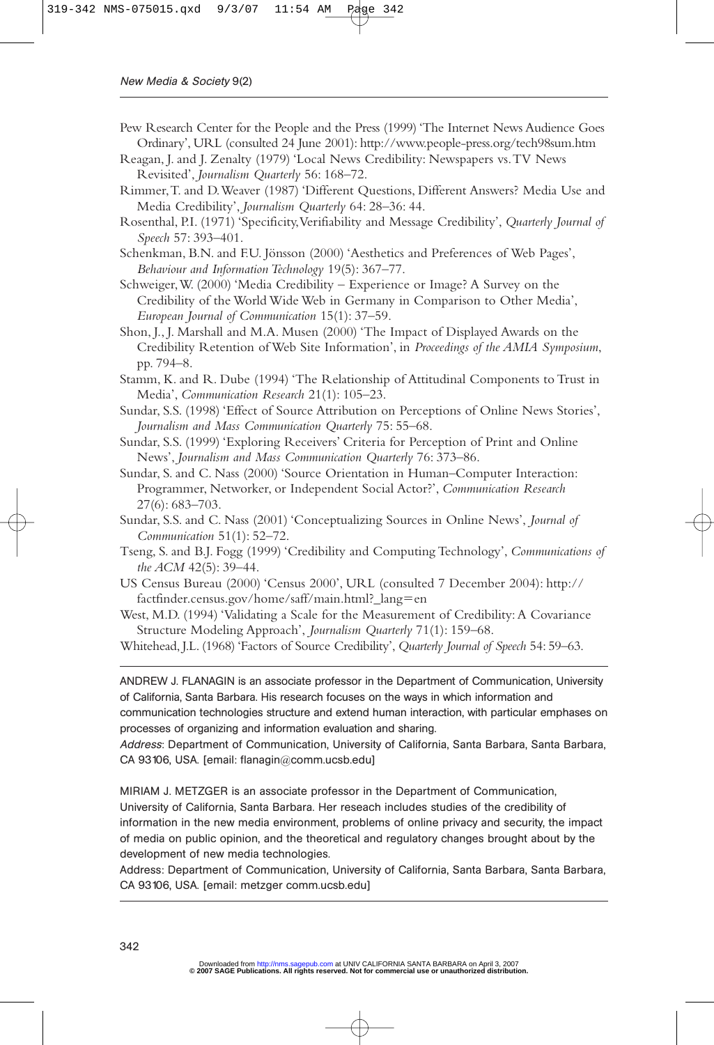Pew Research Center for the People and the Press (1999) 'The Internet News Audience Goes Ordinary', URL (consulted 24 June 2001): http://www.people-press.org/tech98sum.htm

Reagan, J. and J. Zenalty (1979) 'Local News Credibility: Newspapers vs. TV News Revisited', *Journalism Quarterly* 56: 168–72.

Rimmer, T. and D. Weaver (1987) 'Different Questions, Different Answers? Media Use and Media Credibility', *Journalism Quarterly* 64: 28–36: 44.

Rosenthal, P.I. (1971) 'Specificity, Verifiability and Message Credibility', *Quarterly Journal of Speech* 57: 393–401.

Schenkman, B.N. and F.U. Jönsson (2000) 'Aesthetics and Preferences of Web Pages', *Behaviour and Information Technology* 19(5): 367–77.

Schweiger, W. (2000) 'Media Credibility – Experience or Image? A Survey on the Credibility of the World Wide Web in Germany in Comparison to Other Media', *European Journal of Communication* 15(1): 37–59.

Shon, J., J. Marshall and M.A. Musen (2000) 'The Impact of Displayed Awards on the Credibility Retention of Web Site Information', in *Proceedings of the AMIA Symposium*, pp. 794–8.

Stamm, K. and R. Dube (1994) 'The Relationship of Attitudinal Components to Trust in Media', *Communication Research* 21(1): 105–23.

Sundar, S.S. (1998) 'Effect of Source Attribution on Perceptions of Online News Stories', *Journalism and Mass Communication Quarterly* 75: 55–68.

Sundar, S.S. (1999) 'Exploring Receivers' Criteria for Perception of Print and Online News', *Journalism and Mass Communication Quarterly* 76: 373–86.

Sundar, S. and C. Nass (2000) 'Source Orientation in Human–Computer Interaction: Programmer, Networker, or Independent Social Actor?', *Communication Research* 27(6): 683–703.

Sundar, S.S. and C. Nass (2001) 'Conceptualizing Sources in Online News', *Journal of Communication* 51(1): 52–72.

Tseng, S. and B.J. Fogg (1999) 'Credibility and Computing Technology', *Communications of the ACM* 42(5): 39–44.

US Census Bureau (2000) 'Census 2000', URL (consulted 7 December 2004): http://factfinder.census.gov/home/saff/main.html?_lang=en

West, M.D. (1994) 'Validating a Scale for the Measurement of Credibility: A Covariance Structure Modeling Approach', *Journalism Quarterly* 71(1): 159–68.

Whitehead, J.L. (1968) 'Factors of Source Credibility', *Quarterly Journal of Speech* 54: 59–63.

---

ANDREW J. FLANAGIN is an associate professor in the Department of Communication, University of California, Santa Barbara. His research focuses on the ways in which information and communication technologies structure and extend human interaction, with particular emphases on processes of organizing and information evaluation and sharing.
*Address*: Department of Communication, University of California, Santa Barbara, Santa Barbara, CA 93106, USA. [email: flanagin@comm.ucsb.edu]

MIRIAM J. METZGER is an associate professor in the Department of Communication, University of California, Santa Barbara. Her reseach includes studies of the credibility of information in the new media environment, problems of online privacy and security, the impact of media on public opinion, and the theoretical and regulatory changes brought about by the development of new media technologies.
Address: Department of Communication, University of California, Santa Barbara, Santa Barbara, CA 93106, USA. [email: metzger comm.ucsb.edu]